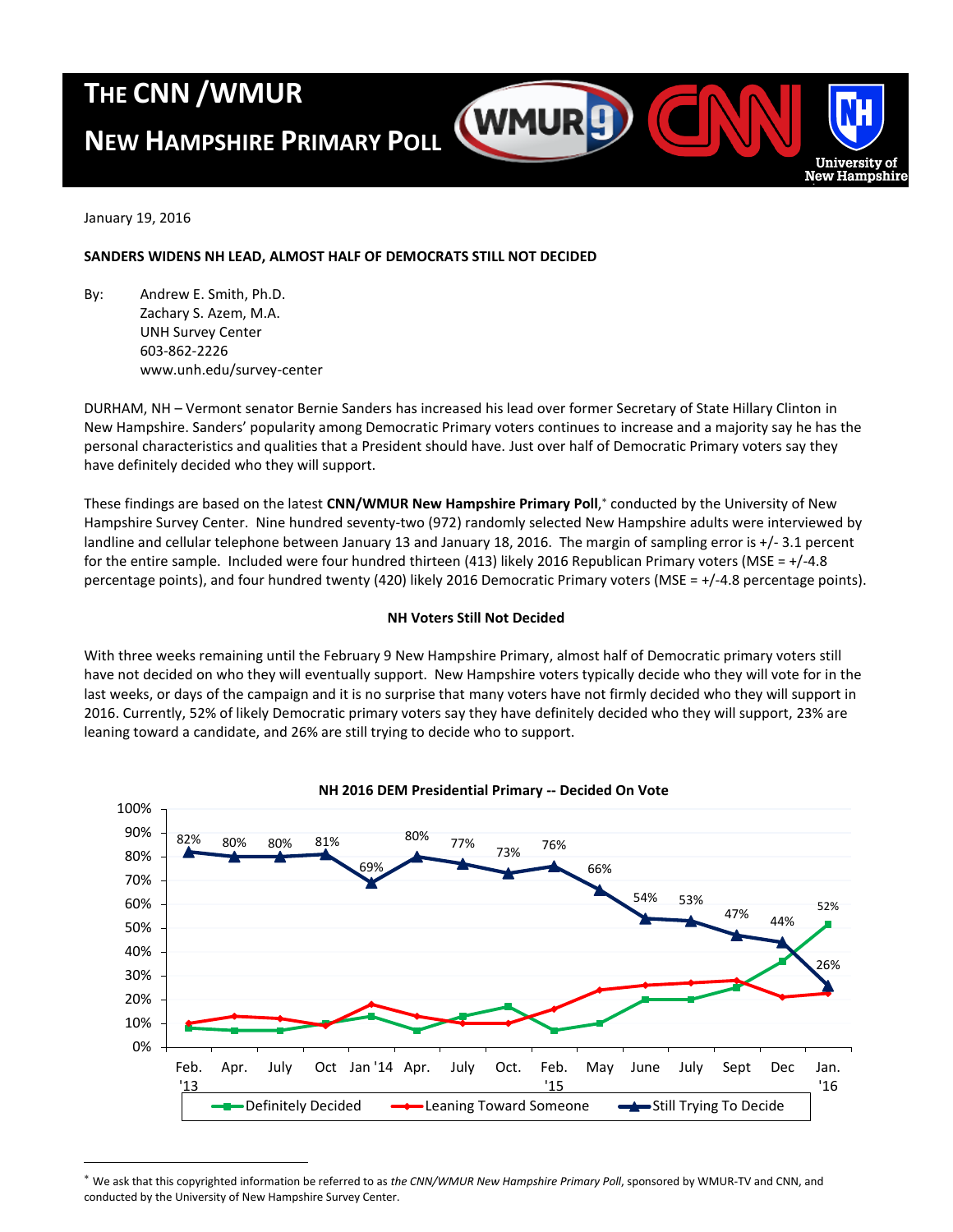# THE CNN /WMUR NEW HAMPSHIRE PRIMARY POLL

January 19, 2016

**SANDERS WIDENS NH LEAD, ALMOST HALF OF DEMOCRATS STILL NOT DECIDED**

By: Andrew E. Smith, Ph.D.
Zachary S. Azem, M.A.
UNH Survey Center
603-862-2226
www.unh.edu/survey-center

DURHAM, NH – Vermont senator Bernie Sanders has increased his lead over former Secretary of State Hillary Clinton in New Hampshire. Sanders' popularity among Democratic Primary voters continues to increase and a majority say he has the personal characteristics and qualities that a President should have. Just over half of Democratic Primary voters say they have definitely decided who they will support.

These findings are based on the latest **CNN/WMUR New Hampshire Primary Poll**,* conducted by the University of New Hampshire Survey Center. Nine hundred seventy-two (972) randomly selected New Hampshire adults were interviewed by landline and cellular telephone between January 13 and January 18, 2016. The margin of sampling error is +/- 3.1 percent for the entire sample. Included were four hundred thirteen (413) likely 2016 Republican Primary voters (MSE = +/-4.8 percentage points), and four hundred twenty (420) likely 2016 Democratic Primary voters (MSE = +/-4.8 percentage points).

## NH Voters Still Not Decided

With three weeks remaining until the February 9 New Hampshire Primary, almost half of Democratic primary voters still have not decided on who they will eventually support. New Hampshire voters typically decide who they will vote for in the last weeks, or days of the campaign and it is no surprise that many voters have not firmly decided who they will support in 2016. Currently, 52% of likely Democratic primary voters say they have definitely decided who they will support, 23% are leaning toward a candidate, and 26% are still trying to decide who to support.

**NH 2016 DEM Presidential Primary -- Decided On Vote**

| | Feb. '13 | Apr. | July | Oct | Jan '14 | Apr. | July | Oct. | Feb. '15 | May | June | July | Sept | Dec | Jan. '16 |
|---|---|---|---|---|---|---|---|---|---|---|---|---|---|---|---|
| Still Trying To Decide | 82% | 80% | 80% | 81% | 69% | 80% | 77% | 73% | 76% | 66% | 54% | 53% | 47% | 44% | 26% |
| Definitely Decided | | | | | | | | | | | | | | | 52% |

* We ask that this copyrighted information be referred to as *the CNN/WMUR New Hampshire Primary Poll*, sponsored by WMUR-TV and CNN, and conducted by the University of New Hampshire Survey Center.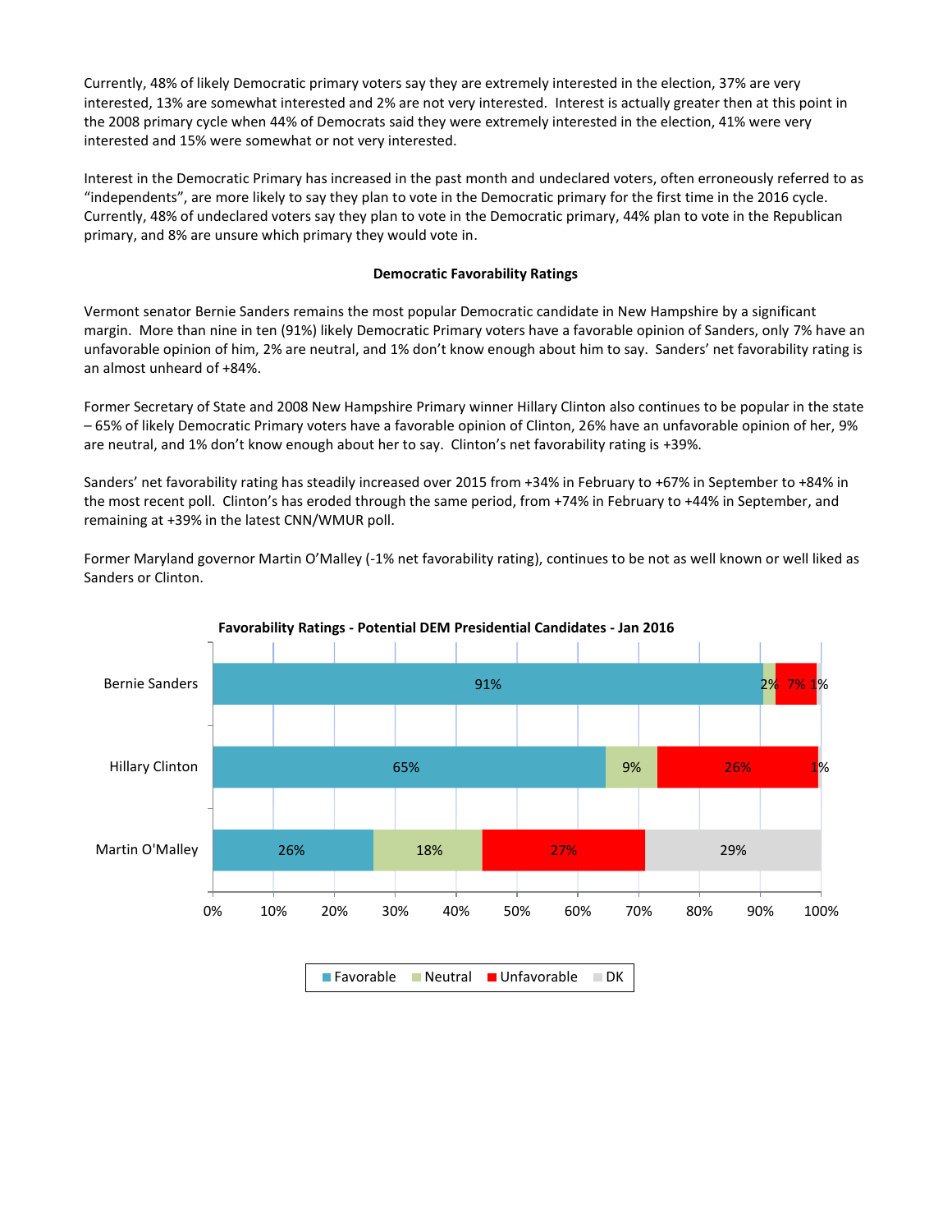Currently, 48% of likely Democratic primary voters say they are extremely interested in the election, 37% are very interested, 13% are somewhat interested and 2% are not very interested. Interest is actually greater then at this point in the 2008 primary cycle when 44% of Democrats said they were extremely interested in the election, 41% were very interested and 15% were somewhat or not very interested.

Interest in the Democratic Primary has increased in the past month and undeclared voters, often erroneously referred to as "independents", are more likely to say they plan to vote in the Democratic primary for the first time in the 2016 cycle. Currently, 48% of undeclared voters say they plan to vote in the Democratic primary, 44% plan to vote in the Republican primary, and 8% are unsure which primary they would vote in.

**Democratic Favorability Ratings**

Vermont senator Bernie Sanders remains the most popular Democratic candidate in New Hampshire by a significant margin. More than nine in ten (91%) likely Democratic Primary voters have a favorable opinion of Sanders, only 7% have an unfavorable opinion of him, 2% are neutral, and 1% don't know enough about him to say. Sanders' net favorability rating is an almost unheard of +84%.

Former Secretary of State and 2008 New Hampshire Primary winner Hillary Clinton also continues to be popular in the state – 65% of likely Democratic Primary voters have a favorable opinion of Clinton, 26% have an unfavorable opinion of her, 9% are neutral, and 1% don't know enough about her to say. Clinton's net favorability rating is +39%.

Sanders' net favorability rating has steadily increased over 2015 from +34% in February to +67% in September to +84% in the most recent poll. Clinton's has eroded through the same period, from +74% in February to +44% in September, and remaining at +39% in the latest CNN/WMUR poll.

Former Maryland governor Martin O'Malley (-1% net favorability rating), continues to be not as well known or well liked as Sanders or Clinton.

**Favorability Ratings - Potential DEM Presidential Candidates - Jan 2016**

| | Favorable | Neutral | Unfavorable | DK |
|---|---|---|---|---|
| Bernie Sanders | 91% | 2% | 7% | 1% |
| Hillary Clinton | 65% | 9% | 26% | 1% |
| Martin O'Malley | 26% | 18% | 27% | 29% |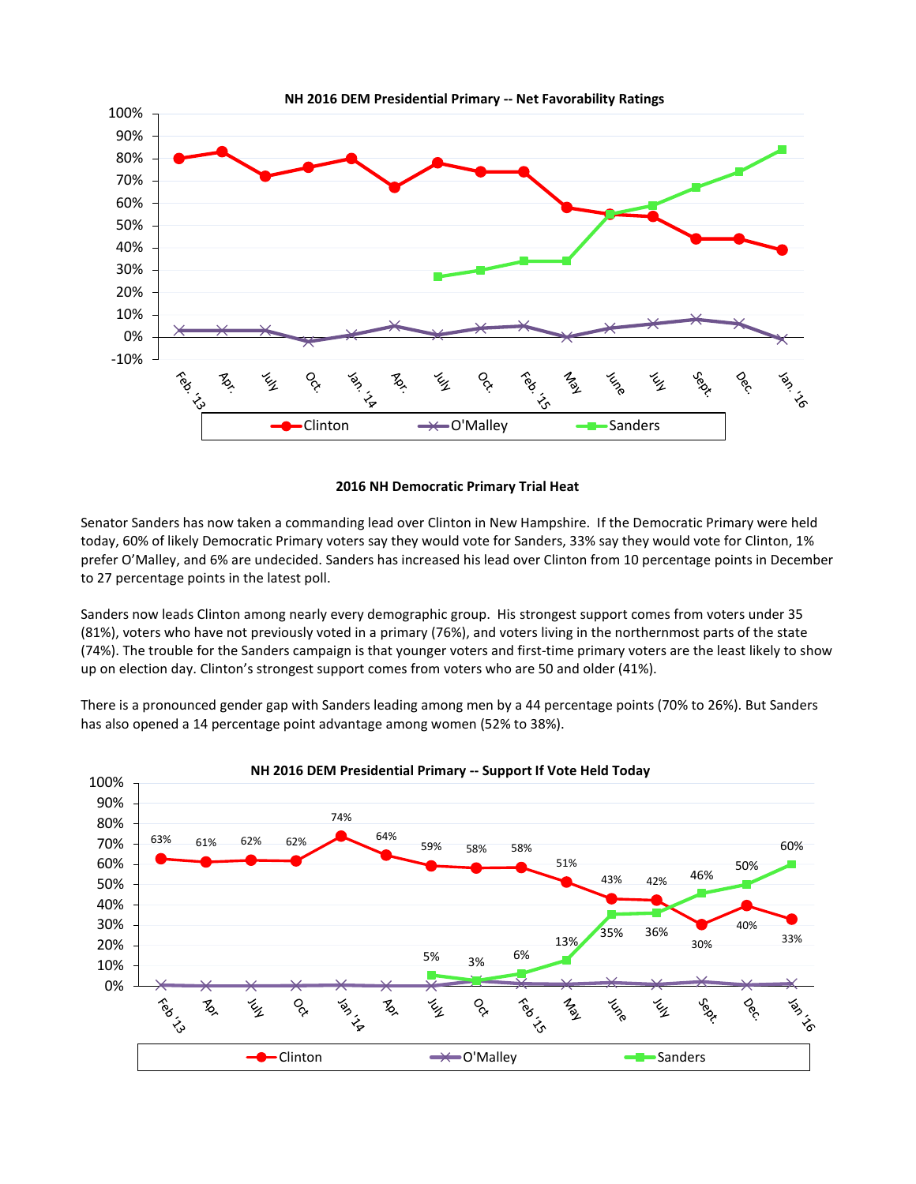**NH 2016 DEM Presidential Primary -- Net Favorability Ratings**

## 2016 NH Democratic Primary Trial Heat

Senator Sanders has now taken a commanding lead over Clinton in New Hampshire. If the Democratic Primary were held today, 60% of likely Democratic Primary voters say they would vote for Sanders, 33% say they would vote for Clinton, 1% prefer O'Malley, and 6% are undecided. Sanders has increased his lead over Clinton from 10 percentage points in December to 27 percentage points in the latest poll.

Sanders now leads Clinton among nearly every demographic group. His strongest support comes from voters under 35 (81%), voters who have not previously voted in a primary (76%), and voters living in the northernmost parts of the state (74%). The trouble for the Sanders campaign is that younger voters and first-time primary voters are the least likely to show up on election day. Clinton's strongest support comes from voters who are 50 and older (41%).

There is a pronounced gender gap with Sanders leading among men by a 44 percentage points (70% to 26%). But Sanders has also opened a 14 percentage point advantage among women (52% to 38%).

**NH 2016 DEM Presidential Primary -- Support If Vote Held Today**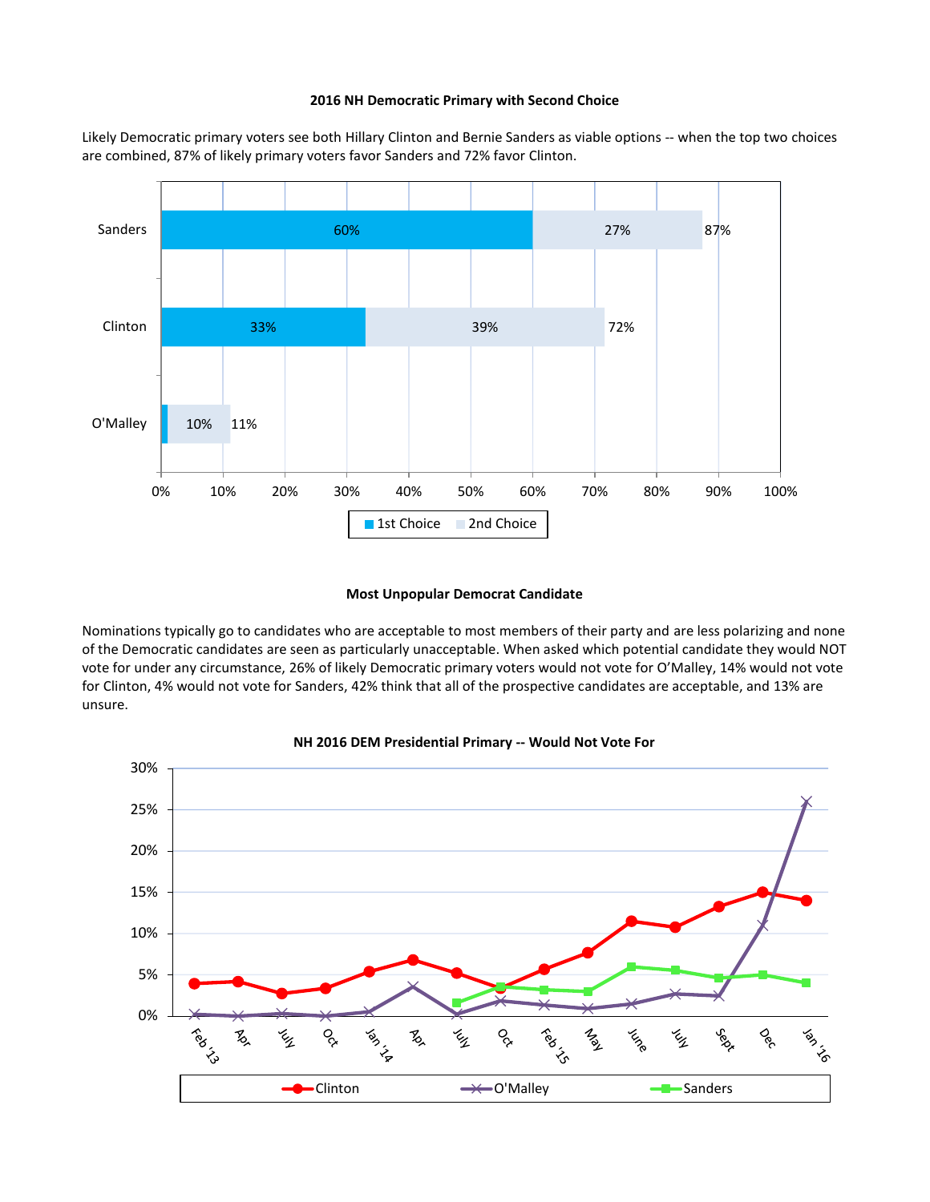**2016 NH Democratic Primary with Second Choice**

Likely Democratic primary voters see both Hillary Clinton and Bernie Sanders as viable options -- when the top two choices are combined, 87% of likely primary voters favor Sanders and 72% favor Clinton.

| Candidate | 1st Choice | 2nd Choice | Total |
|---|---|---|---|
| Sanders | 60% | 27% | 87% |
| Clinton | 33% | 39% | 72% |
| O'Malley | | 10% | 11% |

**Most Unpopular Democrat Candidate**

Nominations typically go to candidates who are acceptable to most members of their party and are less polarizing and none of the Democratic candidates are seen as particularly unacceptable. When asked which potential candidate they would NOT vote for under any circumstance, 26% of likely Democratic primary voters would not vote for O'Malley, 14% would not vote for Clinton, 4% would not vote for Sanders, 42% think that all of the prospective candidates are acceptable, and 13% are unsure.

**NH 2016 DEM Presidential Primary -- Would Not Vote For**

(Line chart: Clinton, O'Malley, Sanders; Feb '13 through Jan '16)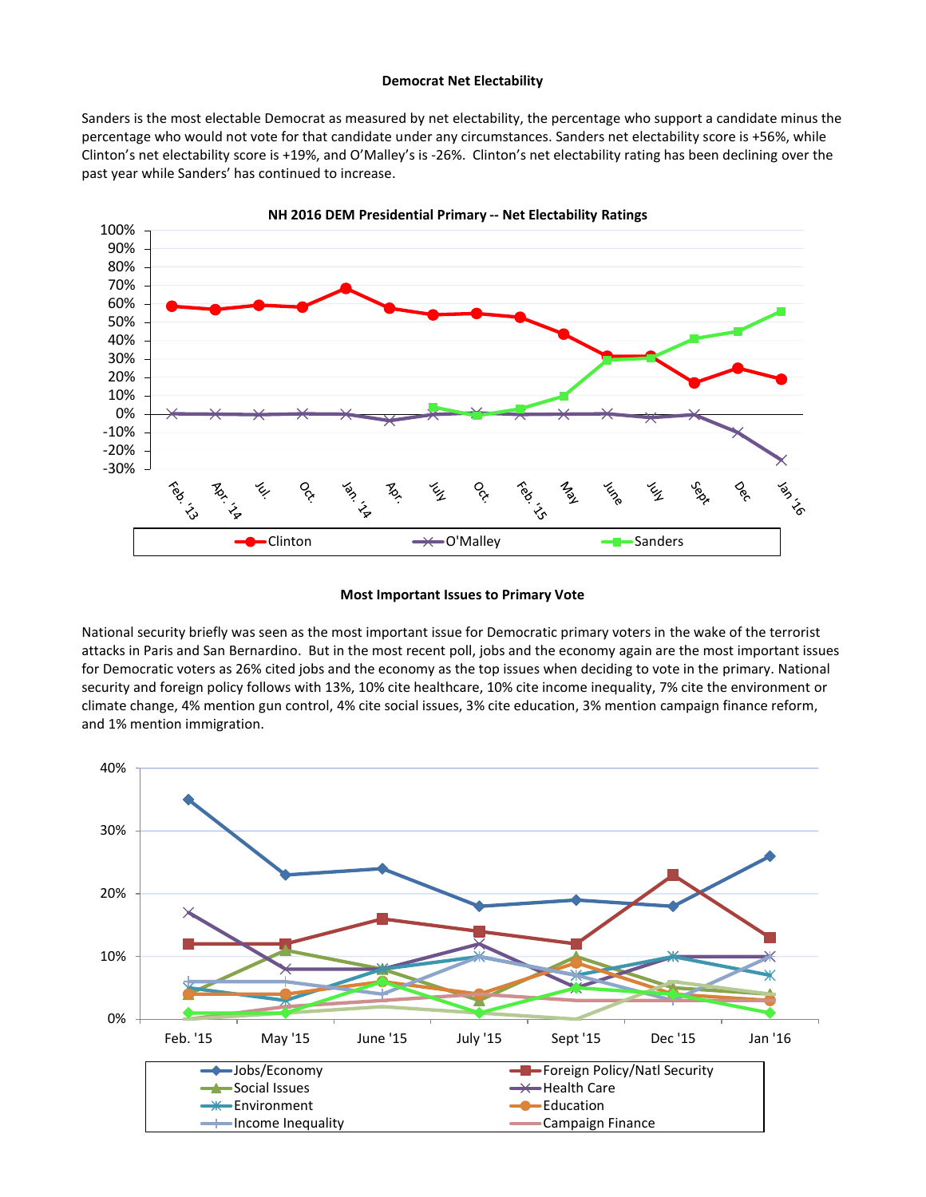**Democrat Net Electability**

Sanders is the most electable Democrat as measured by net electability, the percentage who support a candidate minus the percentage who would not vote for that candidate under any circumstances. Sanders net electability score is +56%, while Clinton's net electability score is +19%, and O'Malley's is -26%. Clinton's net electability rating has been declining over the past year while Sanders' has continued to increase.

**NH 2016 DEM Presidential Primary -- Net Electability Ratings**

**Most Important Issues to Primary Vote**

National security briefly was seen as the most important issue for Democratic primary voters in the wake of the terrorist attacks in Paris and San Bernardino. But in the most recent poll, jobs and the economy again are the most important issues for Democratic voters as 26% cited jobs and the economy as the top issues when deciding to vote in the primary. National security and foreign policy follows with 13%, 10% cite healthcare, 10% cite income inequality, 7% cite the environment or climate change, 4% mention gun control, 4% cite social issues, 3% cite education, 3% mention campaign finance reform, and 1% mention immigration.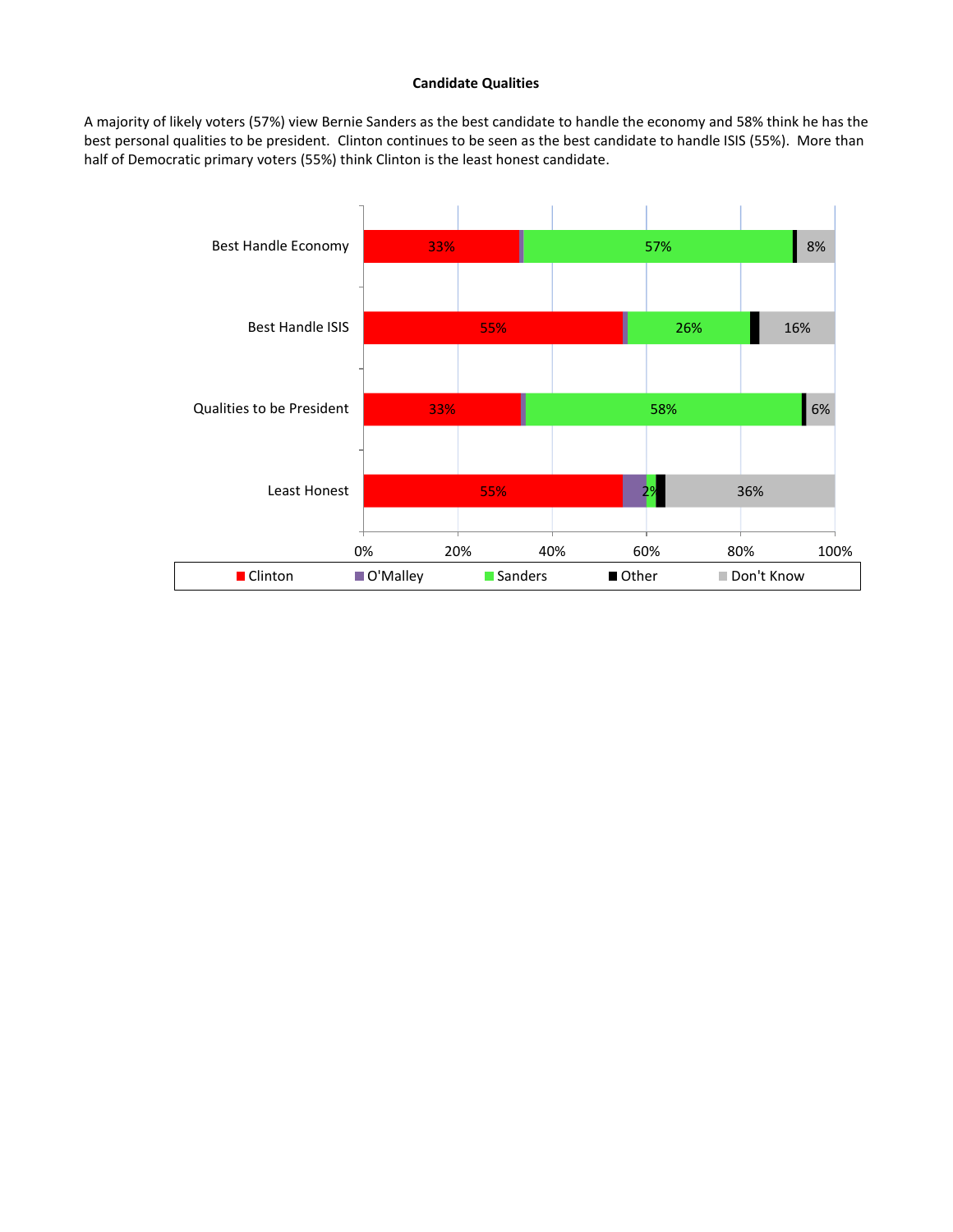**Candidate Qualities**

A majority of likely voters (57%) view Bernie Sanders as the best candidate to handle the economy and 58% think he has the best personal qualities to be president. Clinton continues to be seen as the best candidate to handle ISIS (55%). More than half of Democratic primary voters (55%) think Clinton is the least honest candidate.

| | Clinton | O'Malley | Sanders | Other | Don't Know |
|---|---|---|---|---|---|
| Best Handle Economy | 33% | | 57% | | 8% |
| Best Handle ISIS | 55% | | 26% | | 16% |
| Qualities to be President | 33% | | 58% | | 6% |
| Least Honest | 55% | | 2% | | 36% |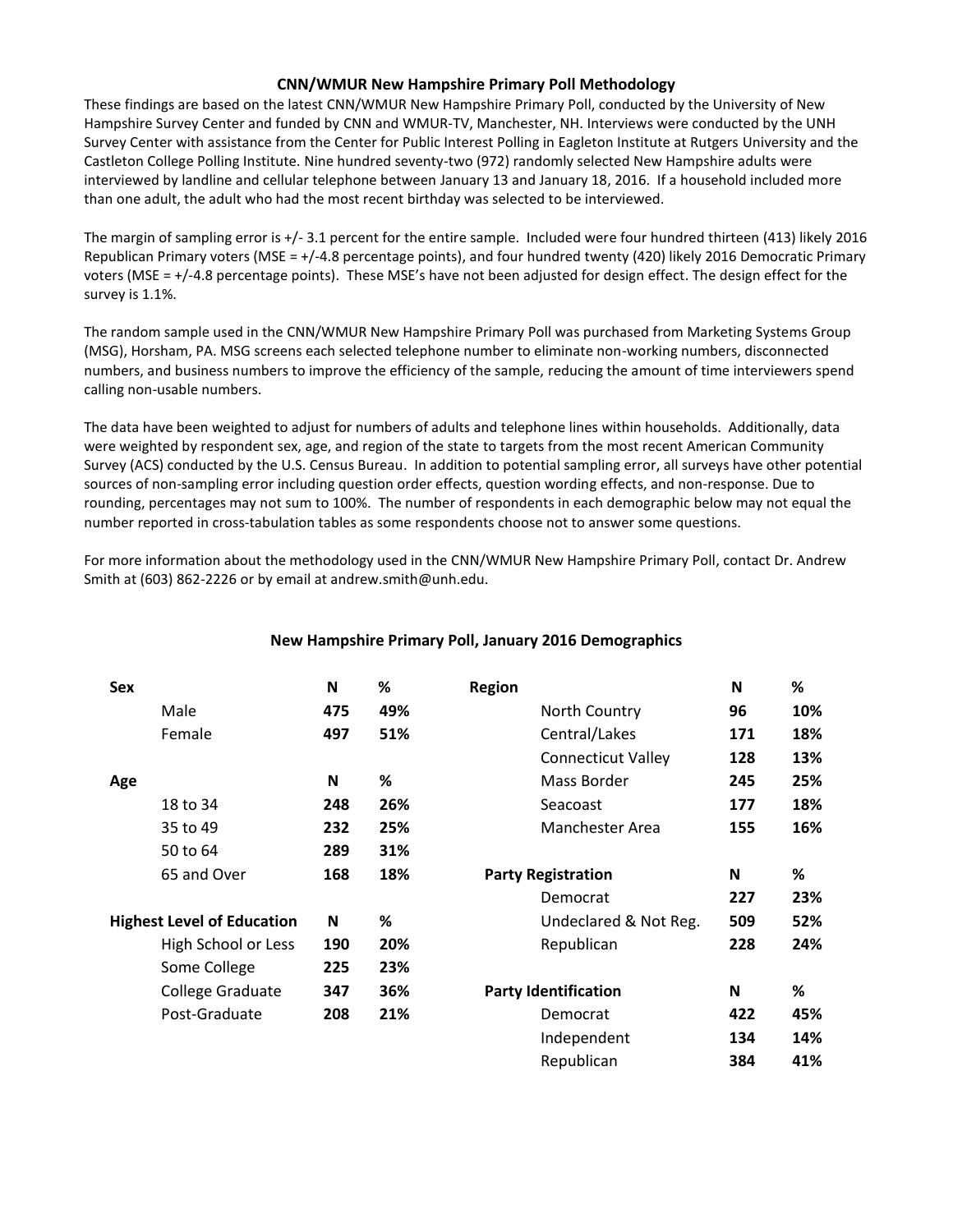## CNN/WMUR New Hampshire Primary Poll Methodology

These findings are based on the latest CNN/WMUR New Hampshire Primary Poll, conducted by the University of New Hampshire Survey Center and funded by CNN and WMUR-TV, Manchester, NH. Interviews were conducted by the UNH Survey Center with assistance from the Center for Public Interest Polling in Eagleton Institute at Rutgers University and the Castleton College Polling Institute. Nine hundred seventy-two (972) randomly selected New Hampshire adults were interviewed by landline and cellular telephone between January 13 and January 18, 2016. If a household included more than one adult, the adult who had the most recent birthday was selected to be interviewed.

The margin of sampling error is +/- 3.1 percent for the entire sample. Included were four hundred thirteen (413) likely 2016 Republican Primary voters (MSE = +/-4.8 percentage points), and four hundred twenty (420) likely 2016 Democratic Primary voters (MSE = +/-4.8 percentage points). These MSE's have not been adjusted for design effect. The design effect for the survey is 1.1%.

The random sample used in the CNN/WMUR New Hampshire Primary Poll was purchased from Marketing Systems Group (MSG), Horsham, PA. MSG screens each selected telephone number to eliminate non-working numbers, disconnected numbers, and business numbers to improve the efficiency of the sample, reducing the amount of time interviewers spend calling non-usable numbers.

The data have been weighted to adjust for numbers of adults and telephone lines within households. Additionally, data were weighted by respondent sex, age, and region of the state to targets from the most recent American Community Survey (ACS) conducted by the U.S. Census Bureau. In addition to potential sampling error, all surveys have other potential sources of non-sampling error including question order effects, question wording effects, and non-response. Due to rounding, percentages may not sum to 100%. The number of respondents in each demographic below may not equal the number reported in cross-tabulation tables as some respondents choose not to answer some questions.

For more information about the methodology used in the CNN/WMUR New Hampshire Primary Poll, contact Dr. Andrew Smith at (603) 862-2226 or by email at andrew.smith@unh.edu.

### New Hampshire Primary Poll, January 2016 Demographics

| Sex | N | % |
|---|---|---|
| Male | 475 | 49% |
| Female | 497 | 51% |

| Age | N | % |
|---|---|---|
| 18 to 34 | 248 | 26% |
| 35 to 49 | 232 | 25% |
| 50 to 64 | 289 | 31% |
| 65 and Over | 168 | 18% |

| Highest Level of Education | N | % |
|---|---|---|
| High School or Less | 190 | 20% |
| Some College | 225 | 23% |
| College Graduate | 347 | 36% |
| Post-Graduate | 208 | 21% |

| Region | N | % |
|---|---|---|
| North Country | 96 | 10% |
| Central/Lakes | 171 | 18% |
| Connecticut Valley | 128 | 13% |
| Mass Border | 245 | 25% |
| Seacoast | 177 | 18% |
| Manchester Area | 155 | 16% |

| Party Registration | N | % |
|---|---|---|
| Democrat | 227 | 23% |
| Undeclared & Not Reg. | 509 | 52% |
| Republican | 228 | 24% |

| Party Identification | N | % |
|---|---|---|
| Democrat | 422 | 45% |
| Independent | 134 | 14% |
| Republican | 384 | 41% |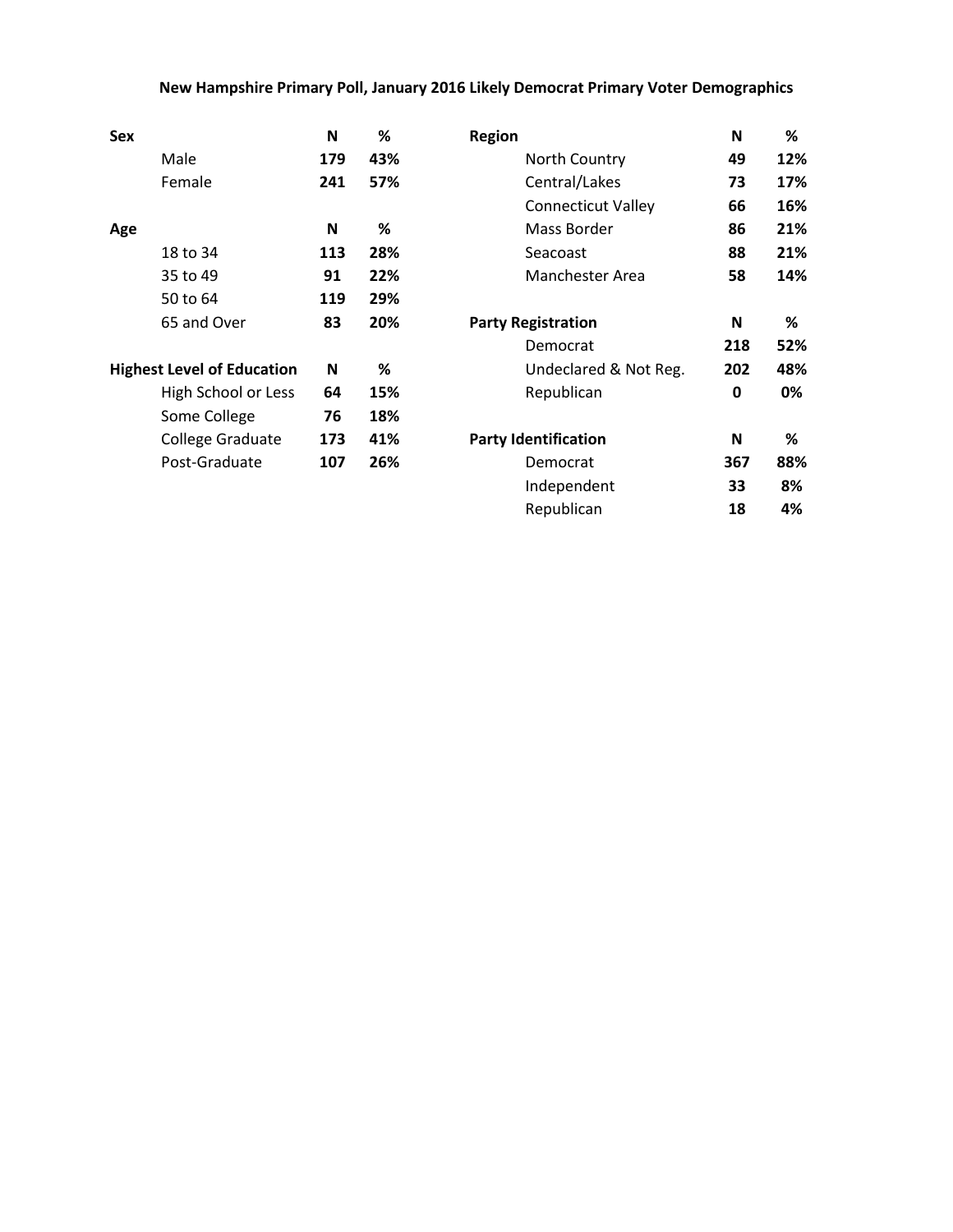## New Hampshire Primary Poll, January 2016 Likely Democrat Primary Voter Demographics

| Sex | N | % |
|---|---|---|
| Male | 179 | 43% |
| Female | 241 | 57% |

| Age | N | % |
|---|---|---|
| 18 to 34 | 113 | 28% |
| 35 to 49 | 91 | 22% |
| 50 to 64 | 119 | 29% |
| 65 and Over | 83 | 20% |

| Highest Level of Education | N | % |
|---|---|---|
| High School or Less | 64 | 15% |
| Some College | 76 | 18% |
| College Graduate | 173 | 41% |
| Post-Graduate | 107 | 26% |

| Region | N | % |
|---|---|---|
| North Country | 49 | 12% |
| Central/Lakes | 73 | 17% |
| Connecticut Valley | 66 | 16% |
| Mass Border | 86 | 21% |
| Seacoast | 88 | 21% |
| Manchester Area | 58 | 14% |

| Party Registration | N | % |
|---|---|---|
| Democrat | 218 | 52% |
| Undeclared & Not Reg. | 202 | 48% |
| Republican | 0 | 0% |

| Party Identification | N | % |
|---|---|---|
| Democrat | 367 | 88% |
| Independent | 33 | 8% |
| Republican | 18 | 4% |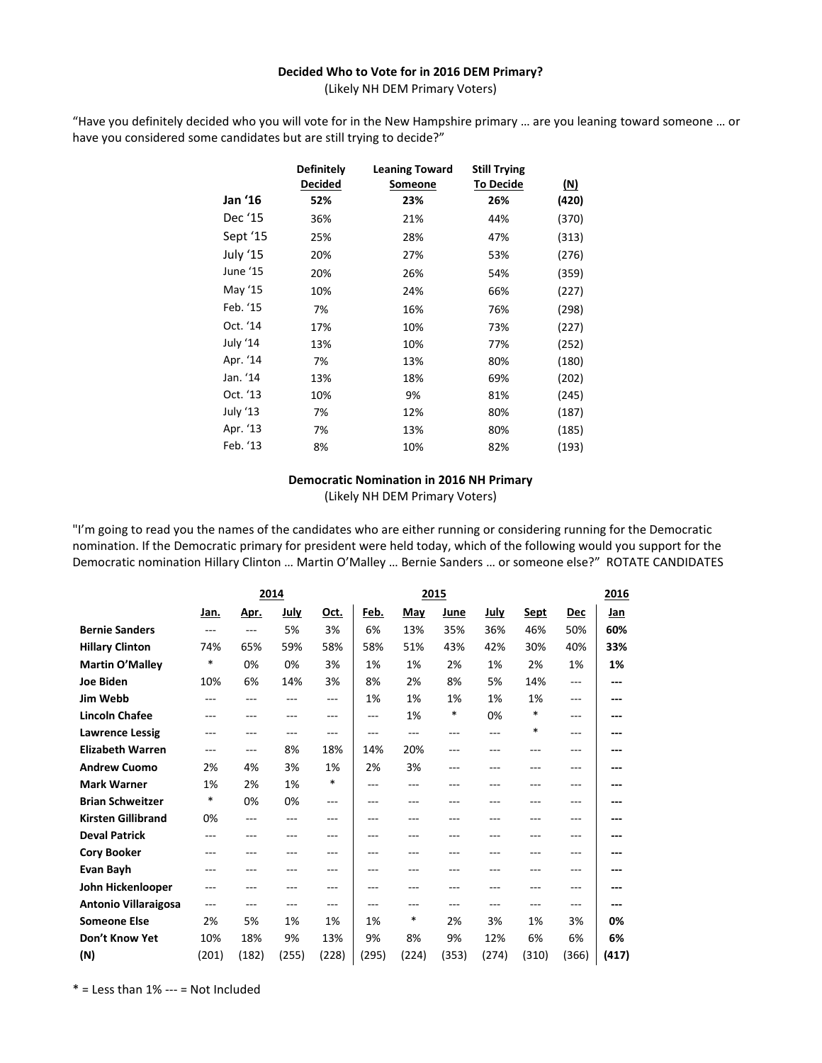**Decided Who to Vote for in 2016 DEM Primary?**
(Likely NH DEM Primary Voters)

"Have you definitely decided who you will vote for in the New Hampshire primary … are you leaning toward someone … or have you considered some candidates but are still trying to decide?"

| | Definitely Decided | Leaning Toward Someone | Still Trying To Decide | (N) |
|---|---|---|---|---|
| **Jan '16** | **52%** | **23%** | **26%** | **(420)** |
| Dec '15 | 36% | 21% | 44% | (370) |
| Sept '15 | 25% | 28% | 47% | (313) |
| July '15 | 20% | 27% | 53% | (276) |
| June '15 | 20% | 26% | 54% | (359) |
| May '15 | 10% | 24% | 66% | (227) |
| Feb. '15 | 7% | 16% | 76% | (298) |
| Oct. '14 | 17% | 10% | 73% | (227) |
| July '14 | 13% | 10% | 77% | (252) |
| Apr. '14 | 7% | 13% | 80% | (180) |
| Jan. '14 | 13% | 18% | 69% | (202) |
| Oct. '13 | 10% | 9% | 81% | (245) |
| July '13 | 7% | 12% | 80% | (187) |
| Apr. '13 | 7% | 13% | 80% | (185) |
| Feb. '13 | 8% | 10% | 82% | (193) |

**Democratic Nomination in 2016 NH Primary**
(Likely NH DEM Primary Voters)

"I'm going to read you the names of the candidates who are either running or considering running for the Democratic nomination. If the Democratic primary for president were held today, which of the following would you support for the Democratic nomination Hillary Clinton … Martin O'Malley … Bernie Sanders … or someone else?" ROTATE CANDIDATES

| | 2014 | | | | 2015 | | | | | | 2016 |
|---|---|---|---|---|---|---|---|---|---|---|---|
| | Jan. | Apr. | July | Oct. | Feb. | May | June | July | Sept | Dec | Jan |
| **Bernie Sanders** | --- | --- | 5% | 3% | 6% | 13% | 35% | 36% | 46% | 50% | **60%** |
| **Hillary Clinton** | 74% | 65% | 59% | 58% | 58% | 51% | 43% | 42% | 30% | 40% | **33%** |
| **Martin O'Malley** | * | 0% | 0% | 3% | 1% | 1% | 2% | 1% | 2% | 1% | **1%** |
| **Joe Biden** | 10% | 6% | 14% | 3% | 8% | 2% | 8% | 5% | 14% | --- | **---** |
| **Jim Webb** | --- | --- | --- | --- | 1% | 1% | 1% | 1% | 1% | --- | **---** |
| **Lincoln Chafee** | --- | --- | --- | --- | --- | 1% | * | 0% | * | --- | **---** |
| **Lawrence Lessig** | --- | --- | --- | --- | --- | --- | --- | --- | * | --- | **---** |
| **Elizabeth Warren** | --- | --- | 8% | 18% | 14% | 20% | --- | --- | --- | --- | **---** |
| **Andrew Cuomo** | 2% | 4% | 3% | 1% | 2% | 3% | --- | --- | --- | --- | **---** |
| **Mark Warner** | 1% | 2% | 1% | * | --- | --- | --- | --- | --- | --- | **---** |
| **Brian Schweitzer** | * | 0% | 0% | --- | --- | --- | --- | --- | --- | --- | **---** |
| **Kirsten Gillibrand** | 0% | --- | --- | --- | --- | --- | --- | --- | --- | --- | **---** |
| **Deval Patrick** | --- | --- | --- | --- | --- | --- | --- | --- | --- | --- | **---** |
| **Cory Booker** | --- | --- | --- | --- | --- | --- | --- | --- | --- | --- | **---** |
| **Evan Bayh** | --- | --- | --- | --- | --- | --- | --- | --- | --- | --- | **---** |
| **John Hickenlooper** | --- | --- | --- | --- | --- | --- | --- | --- | --- | --- | **---** |
| **Antonio Villaraigosa** | --- | --- | --- | --- | --- | --- | --- | --- | --- | --- | **---** |
| **Someone Else** | 2% | 5% | 1% | 1% | 1% | * | 2% | 3% | 1% | 3% | **0%** |
| **Don't Know Yet** | 10% | 18% | 9% | 13% | 9% | 8% | 9% | 12% | 6% | 6% | **6%** |
| **(N)** | (201) | (182) | (255) | (228) | (295) | (224) | (353) | (274) | (310) | (366) | **(417)** |

* = Less than 1% --- = Not Included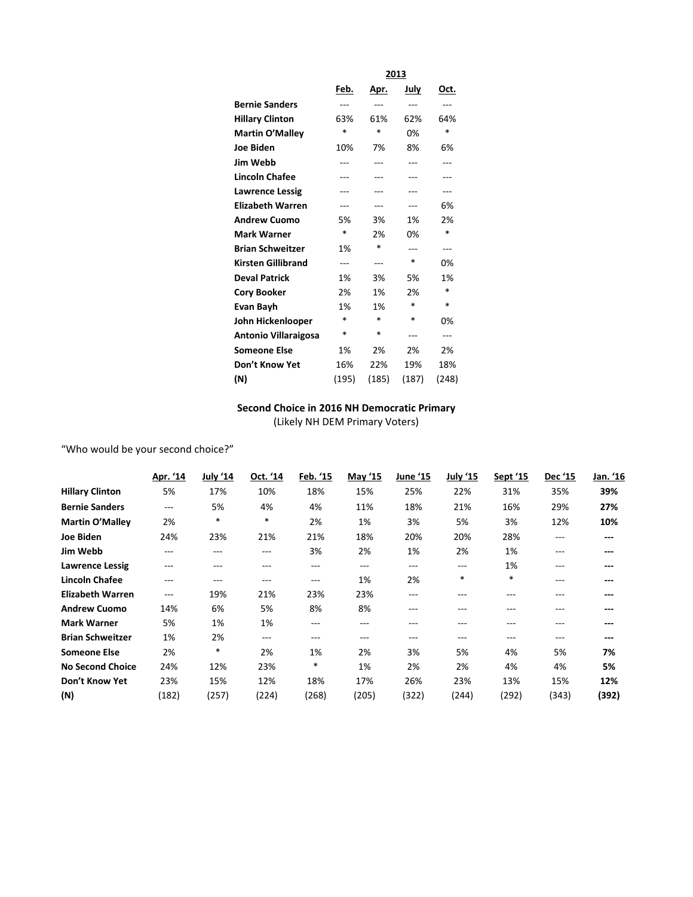| | 2013 | | | |
|---|---|---|---|---|
| | Feb. | Apr. | July | Oct. |
| **Bernie Sanders** | --- | --- | --- | --- |
| **Hillary Clinton** | 63% | 61% | 62% | 64% |
| **Martin O'Malley** | * | * | 0% | * |
| **Joe Biden** | 10% | 7% | 8% | 6% |
| **Jim Webb** | --- | --- | --- | --- |
| **Lincoln Chafee** | --- | --- | --- | --- |
| **Lawrence Lessig** | --- | --- | --- | --- |
| **Elizabeth Warren** | --- | --- | --- | 6% |
| **Andrew Cuomo** | 5% | 3% | 1% | 2% |
| **Mark Warner** | * | 2% | 0% | * |
| **Brian Schweitzer** | 1% | * | --- | --- |
| **Kirsten Gillibrand** | --- | --- | * | 0% |
| **Deval Patrick** | 1% | 3% | 5% | 1% |
| **Cory Booker** | 2% | 1% | 2% | * |
| **Evan Bayh** | 1% | 1% | * | * |
| **John Hickenlooper** | * | * | * | 0% |
| **Antonio Villaraigosa** | * | * | --- | --- |
| **Someone Else** | 1% | 2% | 2% | 2% |
| **Don't Know Yet** | 16% | 22% | 19% | 18% |
| **(N)** | (195) | (185) | (187) | (248) |

**Second Choice in 2016 NH Democratic Primary**
(Likely NH DEM Primary Voters)

"Who would be your second choice?"

| | Apr. '14 | July '14 | Oct. '14 | Feb. '15 | May '15 | June '15 | July '15 | Sept '15 | Dec '15 | Jan. '16 |
|---|---|---|---|---|---|---|---|---|---|---|
| **Hillary Clinton** | 5% | 17% | 10% | 18% | 15% | 25% | 22% | 31% | 35% | **39%** |
| **Bernie Sanders** | --- | 5% | 4% | 4% | 11% | 18% | 21% | 16% | 29% | **27%** |
| **Martin O'Malley** | 2% | * | * | 2% | 1% | 3% | 5% | 3% | 12% | **10%** |
| **Joe Biden** | 24% | 23% | 21% | 21% | 18% | 20% | 20% | 28% | --- | **---** |
| **Jim Webb** | --- | --- | --- | 3% | 2% | 1% | 2% | 1% | --- | **---** |
| **Lawrence Lessig** | --- | --- | --- | --- | --- | --- | --- | 1% | --- | **---** |
| **Lincoln Chafee** | --- | --- | --- | --- | 1% | 2% | * | * | --- | **---** |
| **Elizabeth Warren** | --- | 19% | 21% | 23% | 23% | --- | --- | --- | --- | **---** |
| **Andrew Cuomo** | 14% | 6% | 5% | 8% | 8% | --- | --- | --- | --- | **---** |
| **Mark Warner** | 5% | 1% | 1% | --- | --- | --- | --- | --- | --- | **---** |
| **Brian Schweitzer** | 1% | 2% | --- | --- | --- | --- | --- | --- | --- | **---** |
| **Someone Else** | 2% | * | 2% | 1% | 2% | 3% | 5% | 4% | 5% | **7%** |
| **No Second Choice** | 24% | 12% | 23% | * | 1% | 2% | 2% | 4% | 4% | **5%** |
| **Don't Know Yet** | 23% | 15% | 12% | 18% | 17% | 26% | 23% | 13% | 15% | **12%** |
| **(N)** | (182) | (257) | (224) | (268) | (205) | (322) | (244) | (292) | (343) | **(392)** |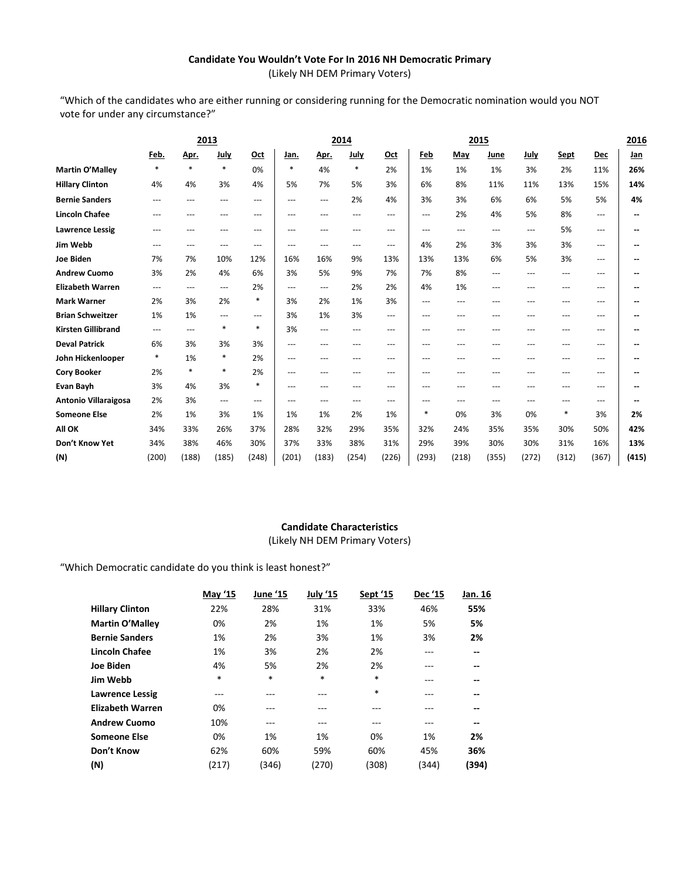**Candidate You Wouldn't Vote For In 2016 NH Democratic Primary**
(Likely NH DEM Primary Voters)

"Which of the candidates who are either running or considering running for the Democratic nomination would you NOT vote for under any circumstance?"

| | 2013 | | | | 2014 | | | | 2015 | | | | | | 2016 |
|---|---|---|---|---|---|---|---|---|---|---|---|---|---|---|---|
| | Feb. | Apr. | July | Oct | Jan. | Apr. | July | Oct | Feb | May | June | July | Sept | Dec | Jan |
| **Martin O'Malley** | * | * | * | 0% | * | 4% | * | 2% | 1% | 1% | 1% | 3% | 2% | 11% | **26%** |
| **Hillary Clinton** | 4% | 4% | 3% | 4% | 5% | 7% | 5% | 3% | 6% | 8% | 11% | 11% | 13% | 15% | **14%** |
| **Bernie Sanders** | --- | --- | --- | --- | --- | --- | 2% | 4% | 3% | 3% | 6% | 6% | 5% | 5% | **4%** |
| **Lincoln Chafee** | --- | --- | --- | --- | --- | --- | --- | --- | --- | 2% | 4% | 5% | 8% | --- | **--** |
| **Lawrence Lessig** | --- | --- | --- | --- | --- | --- | --- | --- | --- | --- | --- | --- | 5% | --- | **--** |
| **Jim Webb** | --- | --- | --- | --- | --- | --- | --- | --- | 4% | 2% | 3% | 3% | 3% | --- | **--** |
| **Joe Biden** | 7% | 7% | 10% | 12% | 16% | 16% | 9% | 13% | 13% | 13% | 6% | 5% | 3% | --- | **--** |
| **Andrew Cuomo** | 3% | 2% | 4% | 6% | 3% | 5% | 9% | 7% | 7% | 8% | --- | --- | --- | --- | **--** |
| **Elizabeth Warren** | --- | --- | --- | 2% | --- | --- | 2% | 2% | 4% | 1% | --- | --- | --- | --- | **--** |
| **Mark Warner** | 2% | 3% | 2% | * | 3% | 2% | 1% | 3% | --- | --- | --- | --- | --- | --- | **--** |
| **Brian Schweitzer** | 1% | 1% | --- | --- | 3% | 1% | 3% | --- | --- | --- | --- | --- | --- | --- | **--** |
| **Kirsten Gillibrand** | --- | --- | * | * | 3% | --- | --- | --- | --- | --- | --- | --- | --- | --- | **--** |
| **Deval Patrick** | 6% | 3% | 3% | 3% | --- | --- | --- | --- | --- | --- | --- | --- | --- | --- | **--** |
| **John Hickenlooper** | * | 1% | * | 2% | --- | --- | --- | --- | --- | --- | --- | --- | --- | --- | **--** |
| **Cory Booker** | 2% | * | * | 2% | --- | --- | --- | --- | --- | --- | --- | --- | --- | --- | **--** |
| **Evan Bayh** | 3% | 4% | 3% | * | --- | --- | --- | --- | --- | --- | --- | --- | --- | --- | **--** |
| **Antonio Villaraigosa** | 2% | 3% | --- | --- | --- | --- | --- | --- | --- | --- | --- | --- | --- | --- | **--** |
| **Someone Else** | 2% | 1% | 3% | 1% | 1% | 1% | 2% | 1% | * | 0% | 3% | 0% | * | 3% | **2%** |
| **All OK** | 34% | 33% | 26% | 37% | 28% | 32% | 29% | 35% | 32% | 24% | 35% | 35% | 30% | 50% | **42%** |
| **Don't Know Yet** | 34% | 38% | 46% | 30% | 37% | 33% | 38% | 31% | 29% | 39% | 30% | 30% | 31% | 16% | **13%** |
| **(N)** | (200) | (188) | (185) | (248) | (201) | (183) | (254) | (226) | (293) | (218) | (355) | (272) | (312) | (367) | **(415)** |

**Candidate Characteristics**
(Likely NH DEM Primary Voters)

"Which Democratic candidate do you think is least honest?"

| | May '15 | June '15 | July '15 | Sept '15 | Dec '15 | Jan. 16 |
|---|---|---|---|---|---|---|
| **Hillary Clinton** | 22% | 28% | 31% | 33% | 46% | **55%** |
| **Martin O'Malley** | 0% | 2% | 1% | 1% | 5% | **5%** |
| **Bernie Sanders** | 1% | 2% | 3% | 1% | 3% | **2%** |
| **Lincoln Chafee** | 1% | 3% | 2% | 2% | --- | **--** |
| **Joe Biden** | 4% | 5% | 2% | 2% | --- | **--** |
| **Jim Webb** | * | * | * | * | --- | **--** |
| **Lawrence Lessig** | --- | --- | --- | * | --- | **--** |
| **Elizabeth Warren** | 0% | --- | --- | --- | --- | **--** |
| **Andrew Cuomo** | 10% | --- | --- | --- | --- | **--** |
| **Someone Else** | 0% | 1% | 1% | 0% | 1% | **2%** |
| **Don't Know** | 62% | 60% | 59% | 60% | 45% | **36%** |
| **(N)** | (217) | (346) | (270) | (308) | (344) | **(394)** |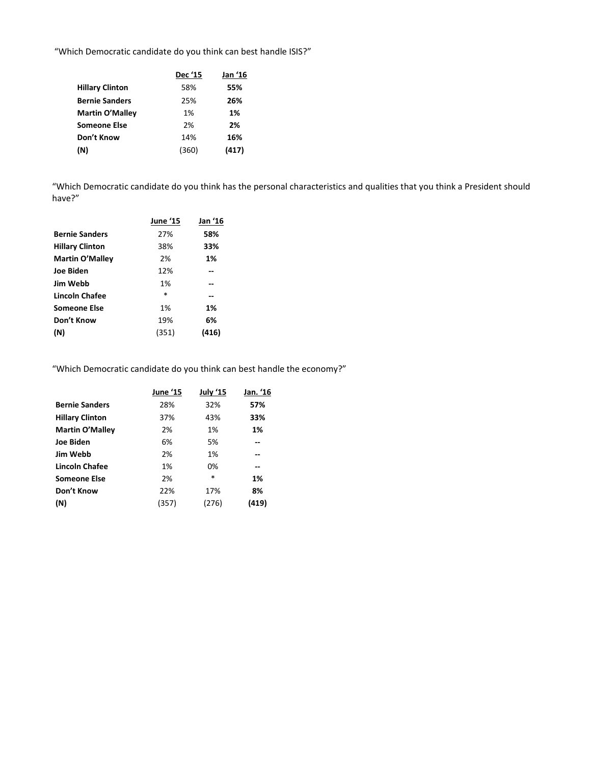"Which Democratic candidate do you think can best handle ISIS?"

| | Dec '15 | Jan '16 |
|---|---|---|
| **Hillary Clinton** | 58% | **55%** |
| **Bernie Sanders** | 25% | **26%** |
| **Martin O'Malley** | 1% | **1%** |
| **Someone Else** | 2% | **2%** |
| **Don't Know** | 14% | **16%** |
| **(N)** | (360) | **(417)** |

"Which Democratic candidate do you think has the personal characteristics and qualities that you think a President should have?"

| | June '15 | Jan '16 |
|---|---|---|
| **Bernie Sanders** | 27% | **58%** |
| **Hillary Clinton** | 38% | **33%** |
| **Martin O'Malley** | 2% | **1%** |
| **Joe Biden** | 12% | **--** |
| **Jim Webb** | 1% | **--** |
| **Lincoln Chafee** | * | **--** |
| **Someone Else** | 1% | **1%** |
| **Don't Know** | 19% | **6%** |
| **(N)** | (351) | **(416)** |

"Which Democratic candidate do you think can best handle the economy?"

| | June '15 | July '15 | Jan. '16 |
|---|---|---|---|
| **Bernie Sanders** | 28% | 32% | **57%** |
| **Hillary Clinton** | 37% | 43% | **33%** |
| **Martin O'Malley** | 2% | 1% | **1%** |
| **Joe Biden** | 6% | 5% | **--** |
| **Jim Webb** | 2% | 1% | **--** |
| **Lincoln Chafee** | 1% | 0% | **--** |
| **Someone Else** | 2% | * | **1%** |
| **Don't Know** | 22% | 17% | **8%** |
| **(N)** | (357) | (276) | **(419)** |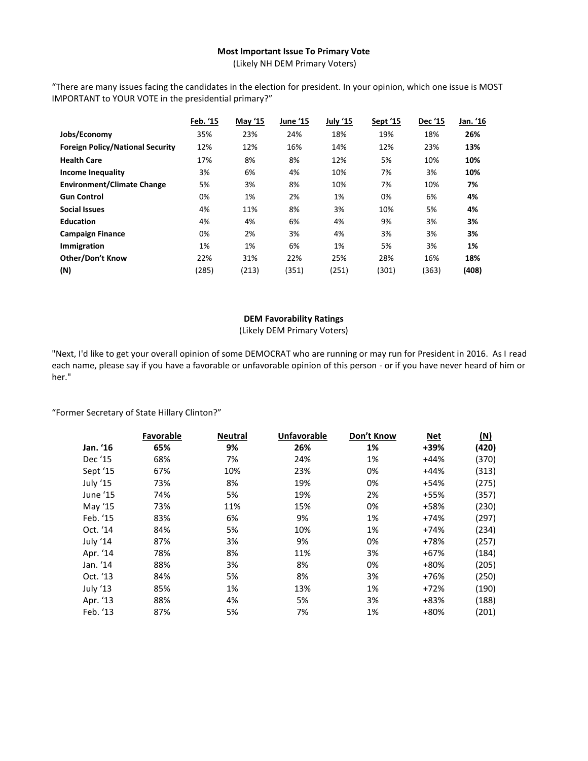**Most Important Issue To Primary Vote**

(Likely NH DEM Primary Voters)

"There are many issues facing the candidates in the election for president. In your opinion, which one issue is MOST IMPORTANT to YOUR VOTE in the presidential primary?"

| | Feb. '15 | May '15 | June '15 | July '15 | Sept '15 | Dec '15 | Jan. '16 |
|---|---|---|---|---|---|---|---|
| **Jobs/Economy** | 35% | 23% | 24% | 18% | 19% | 18% | **26%** |
| **Foreign Policy/National Security** | 12% | 12% | 16% | 14% | 12% | 23% | **13%** |
| **Health Care** | 17% | 8% | 8% | 12% | 5% | 10% | **10%** |
| **Income Inequality** | 3% | 6% | 4% | 10% | 7% | 3% | **10%** |
| **Environment/Climate Change** | 5% | 3% | 8% | 10% | 7% | 10% | **7%** |
| **Gun Control** | 0% | 1% | 2% | 1% | 0% | 6% | **4%** |
| **Social Issues** | 4% | 11% | 8% | 3% | 10% | 5% | **4%** |
| **Education** | 4% | 4% | 6% | 4% | 9% | 3% | **3%** |
| **Campaign Finance** | 0% | 2% | 3% | 4% | 3% | 3% | **3%** |
| **Immigration** | 1% | 1% | 6% | 1% | 5% | 3% | **1%** |
| **Other/Don't Know** | 22% | 31% | 22% | 25% | 28% | 16% | **18%** |
| **(N)** | (285) | (213) | (351) | (251) | (301) | (363) | **(408)** |

**DEM Favorability Ratings**

(Likely DEM Primary Voters)

"Next, I'd like to get your overall opinion of some DEMOCRAT who are running or may run for President in 2016. As I read each name, please say if you have a favorable or unfavorable opinion of this person - or if you have never heard of him or her."

"Former Secretary of State Hillary Clinton?"

| | Favorable | Neutral | Unfavorable | Don't Know | Net | (N) |
|---|---|---|---|---|---|---|
| **Jan. '16** | **65%** | **9%** | **26%** | **1%** | **+39%** | **(420)** |
| Dec '15 | 68% | 7% | 24% | 1% | +44% | (370) |
| Sept '15 | 67% | 10% | 23% | 0% | +44% | (313) |
| July '15 | 73% | 8% | 19% | 0% | +54% | (275) |
| June '15 | 74% | 5% | 19% | 2% | +55% | (357) |
| May '15 | 73% | 11% | 15% | 0% | +58% | (230) |
| Feb. '15 | 83% | 6% | 9% | 1% | +74% | (297) |
| Oct. '14 | 84% | 5% | 10% | 1% | +74% | (234) |
| July '14 | 87% | 3% | 9% | 0% | +78% | (257) |
| Apr. '14 | 78% | 8% | 11% | 3% | +67% | (184) |
| Jan. '14 | 88% | 3% | 8% | 0% | +80% | (205) |
| Oct. '13 | 84% | 5% | 8% | 3% | +76% | (250) |
| July '13 | 85% | 1% | 13% | 1% | +72% | (190) |
| Apr. '13 | 88% | 4% | 5% | 3% | +83% | (188) |
| Feb. '13 | 87% | 5% | 7% | 1% | +80% | (201) |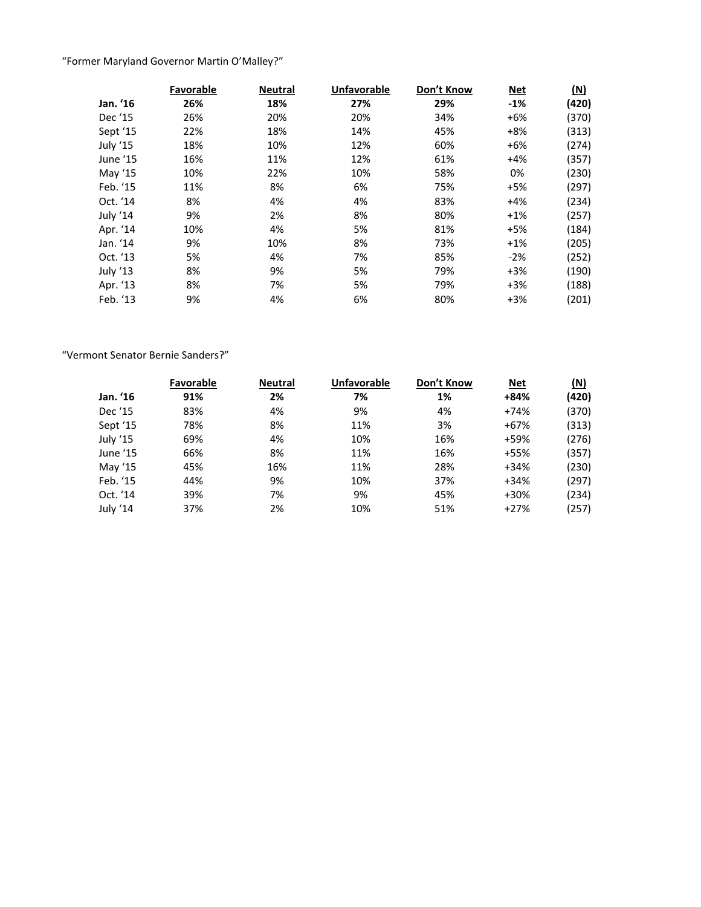"Former Maryland Governor Martin O'Malley?"

| | Favorable | Neutral | Unfavorable | Don't Know | Net | (N) |
|---|---|---|---|---|---|---|
| **Jan. '16** | **26%** | **18%** | **27%** | **29%** | **-1%** | **(420)** |
| Dec '15 | 26% | 20% | 20% | 34% | +6% | (370) |
| Sept '15 | 22% | 18% | 14% | 45% | +8% | (313) |
| July '15 | 18% | 10% | 12% | 60% | +6% | (274) |
| June '15 | 16% | 11% | 12% | 61% | +4% | (357) |
| May '15 | 10% | 22% | 10% | 58% | 0% | (230) |
| Feb. '15 | 11% | 8% | 6% | 75% | +5% | (297) |
| Oct. '14 | 8% | 4% | 4% | 83% | +4% | (234) |
| July '14 | 9% | 2% | 8% | 80% | +1% | (257) |
| Apr. '14 | 10% | 4% | 5% | 81% | +5% | (184) |
| Jan. '14 | 9% | 10% | 8% | 73% | +1% | (205) |
| Oct. '13 | 5% | 4% | 7% | 85% | -2% | (252) |
| July '13 | 8% | 9% | 5% | 79% | +3% | (190) |
| Apr. '13 | 8% | 7% | 5% | 79% | +3% | (188) |
| Feb. '13 | 9% | 4% | 6% | 80% | +3% | (201) |

"Vermont Senator Bernie Sanders?"

| | Favorable | Neutral | Unfavorable | Don't Know | Net | (N) |
|---|---|---|---|---|---|---|
| **Jan. '16** | **91%** | **2%** | **7%** | **1%** | **+84%** | **(420)** |
| Dec '15 | 83% | 4% | 9% | 4% | +74% | (370) |
| Sept '15 | 78% | 8% | 11% | 3% | +67% | (313) |
| July '15 | 69% | 4% | 10% | 16% | +59% | (276) |
| June '15 | 66% | 8% | 11% | 16% | +55% | (357) |
| May '15 | 45% | 16% | 11% | 28% | +34% | (230) |
| Feb. '15 | 44% | 9% | 10% | 37% | +34% | (297) |
| Oct. '14 | 39% | 7% | 9% | 45% | +30% | (234) |
| July '14 | 37% | 2% | 10% | 51% | +27% | (257) |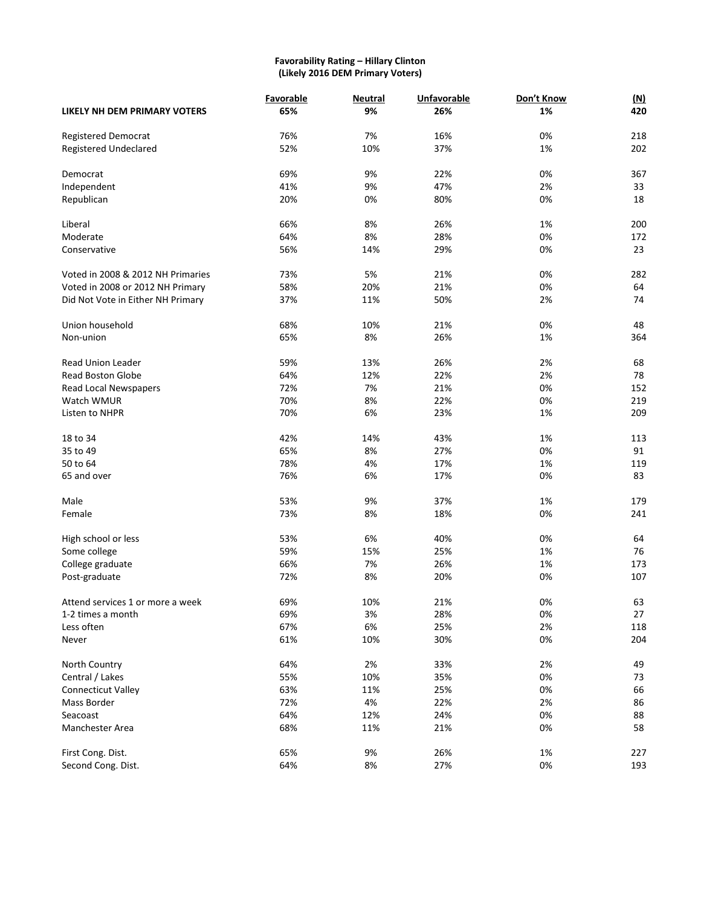**Favorability Rating – Hillary Clinton**
**(Likely 2016 DEM Primary Voters)**

| | Favorable | Neutral | Unfavorable | Don't Know | (N) |
|---|---|---|---|---|---|
| **LIKELY NH DEM PRIMARY VOTERS** | **65%** | **9%** | **26%** | **1%** | **420** |
| Registered Democrat | 76% | 7% | 16% | 0% | 218 |
| Registered Undeclared | 52% | 10% | 37% | 1% | 202 |
| Democrat | 69% | 9% | 22% | 0% | 367 |
| Independent | 41% | 9% | 47% | 2% | 33 |
| Republican | 20% | 0% | 80% | 0% | 18 |
| Liberal | 66% | 8% | 26% | 1% | 200 |
| Moderate | 64% | 8% | 28% | 0% | 172 |
| Conservative | 56% | 14% | 29% | 0% | 23 |
| Voted in 2008 & 2012 NH Primaries | 73% | 5% | 21% | 0% | 282 |
| Voted in 2008 or 2012 NH Primary | 58% | 20% | 21% | 0% | 64 |
| Did Not Vote in Either NH Primary | 37% | 11% | 50% | 2% | 74 |
| Union household | 68% | 10% | 21% | 0% | 48 |
| Non-union | 65% | 8% | 26% | 1% | 364 |
| Read Union Leader | 59% | 13% | 26% | 2% | 68 |
| Read Boston Globe | 64% | 12% | 22% | 2% | 78 |
| Read Local Newspapers | 72% | 7% | 21% | 0% | 152 |
| Watch WMUR | 70% | 8% | 22% | 0% | 219 |
| Listen to NHPR | 70% | 6% | 23% | 1% | 209 |
| 18 to 34 | 42% | 14% | 43% | 1% | 113 |
| 35 to 49 | 65% | 8% | 27% | 0% | 91 |
| 50 to 64 | 78% | 4% | 17% | 1% | 119 |
| 65 and over | 76% | 6% | 17% | 0% | 83 |
| Male | 53% | 9% | 37% | 1% | 179 |
| Female | 73% | 8% | 18% | 0% | 241 |
| High school or less | 53% | 6% | 40% | 0% | 64 |
| Some college | 59% | 15% | 25% | 1% | 76 |
| College graduate | 66% | 7% | 26% | 1% | 173 |
| Post-graduate | 72% | 8% | 20% | 0% | 107 |
| Attend services 1 or more a week | 69% | 10% | 21% | 0% | 63 |
| 1-2 times a month | 69% | 3% | 28% | 0% | 27 |
| Less often | 67% | 6% | 25% | 2% | 118 |
| Never | 61% | 10% | 30% | 0% | 204 |
| North Country | 64% | 2% | 33% | 2% | 49 |
| Central / Lakes | 55% | 10% | 35% | 0% | 73 |
| Connecticut Valley | 63% | 11% | 25% | 0% | 66 |
| Mass Border | 72% | 4% | 22% | 2% | 86 |
| Seacoast | 64% | 12% | 24% | 0% | 88 |
| Manchester Area | 68% | 11% | 21% | 0% | 58 |
| First Cong. Dist. | 65% | 9% | 26% | 1% | 227 |
| Second Cong. Dist. | 64% | 8% | 27% | 0% | 193 |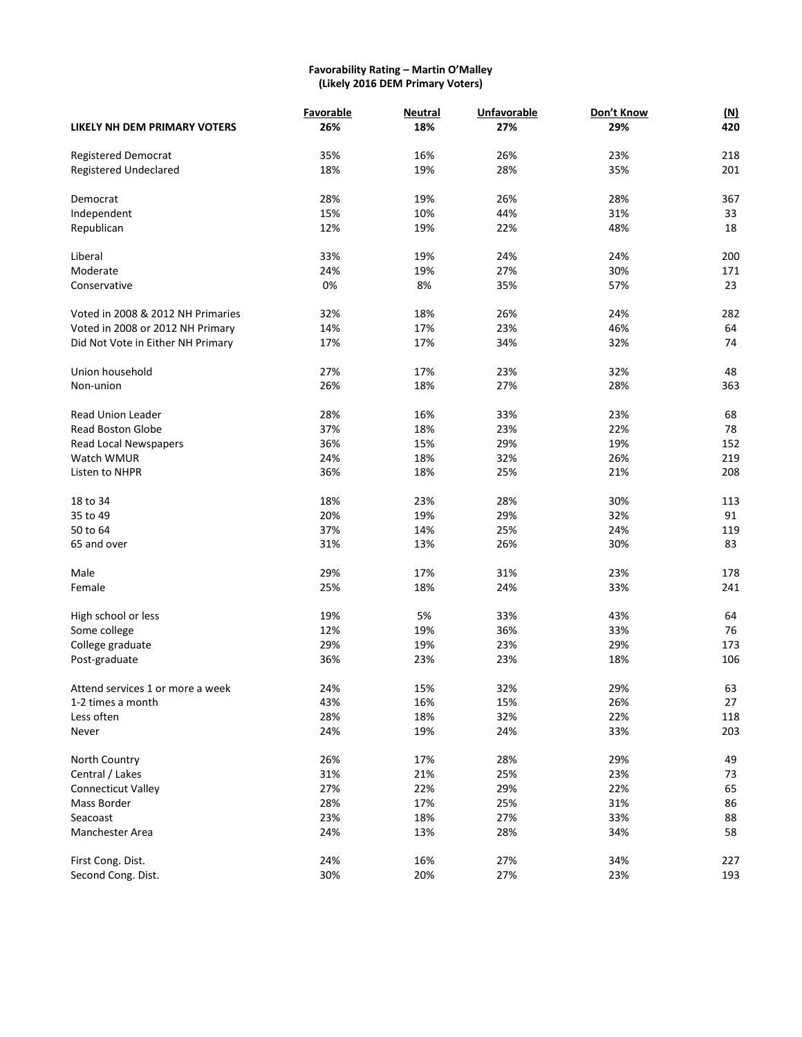**Favorability Rating – Martin O'Malley**
**(Likely 2016 DEM Primary Voters)**

| | Favorable | Neutral | Unfavorable | Don't Know | (N) |
|---|---|---|---|---|---|
| **LIKELY NH DEM PRIMARY VOTERS** | **26%** | **18%** | **27%** | **29%** | **420** |
| Registered Democrat | 35% | 16% | 26% | 23% | 218 |
| Registered Undeclared | 18% | 19% | 28% | 35% | 201 |
| Democrat | 28% | 19% | 26% | 28% | 367 |
| Independent | 15% | 10% | 44% | 31% | 33 |
| Republican | 12% | 19% | 22% | 48% | 18 |
| Liberal | 33% | 19% | 24% | 24% | 200 |
| Moderate | 24% | 19% | 27% | 30% | 171 |
| Conservative | 0% | 8% | 35% | 57% | 23 |
| Voted in 2008 & 2012 NH Primaries | 32% | 18% | 26% | 24% | 282 |
| Voted in 2008 or 2012 NH Primary | 14% | 17% | 23% | 46% | 64 |
| Did Not Vote in Either NH Primary | 17% | 17% | 34% | 32% | 74 |
| Union household | 27% | 17% | 23% | 32% | 48 |
| Non-union | 26% | 18% | 27% | 28% | 363 |
| Read Union Leader | 28% | 16% | 33% | 23% | 68 |
| Read Boston Globe | 37% | 18% | 23% | 22% | 78 |
| Read Local Newspapers | 36% | 15% | 29% | 19% | 152 |
| Watch WMUR | 24% | 18% | 32% | 26% | 219 |
| Listen to NHPR | 36% | 18% | 25% | 21% | 208 |
| 18 to 34 | 18% | 23% | 28% | 30% | 113 |
| 35 to 49 | 20% | 19% | 29% | 32% | 91 |
| 50 to 64 | 37% | 14% | 25% | 24% | 119 |
| 65 and over | 31% | 13% | 26% | 30% | 83 |
| Male | 29% | 17% | 31% | 23% | 178 |
| Female | 25% | 18% | 24% | 33% | 241 |
| High school or less | 19% | 5% | 33% | 43% | 64 |
| Some college | 12% | 19% | 36% | 33% | 76 |
| College graduate | 29% | 19% | 23% | 29% | 173 |
| Post-graduate | 36% | 23% | 23% | 18% | 106 |
| Attend services 1 or more a week | 24% | 15% | 32% | 29% | 63 |
| 1-2 times a month | 43% | 16% | 15% | 26% | 27 |
| Less often | 28% | 18% | 32% | 22% | 118 |
| Never | 24% | 19% | 24% | 33% | 203 |
| North Country | 26% | 17% | 28% | 29% | 49 |
| Central / Lakes | 31% | 21% | 25% | 23% | 73 |
| Connecticut Valley | 27% | 22% | 29% | 22% | 65 |
| Mass Border | 28% | 17% | 25% | 31% | 86 |
| Seacoast | 23% | 18% | 27% | 33% | 88 |
| Manchester Area | 24% | 13% | 28% | 34% | 58 |
| First Cong. Dist. | 24% | 16% | 27% | 34% | 227 |
| Second Cong. Dist. | 30% | 20% | 27% | 23% | 193 |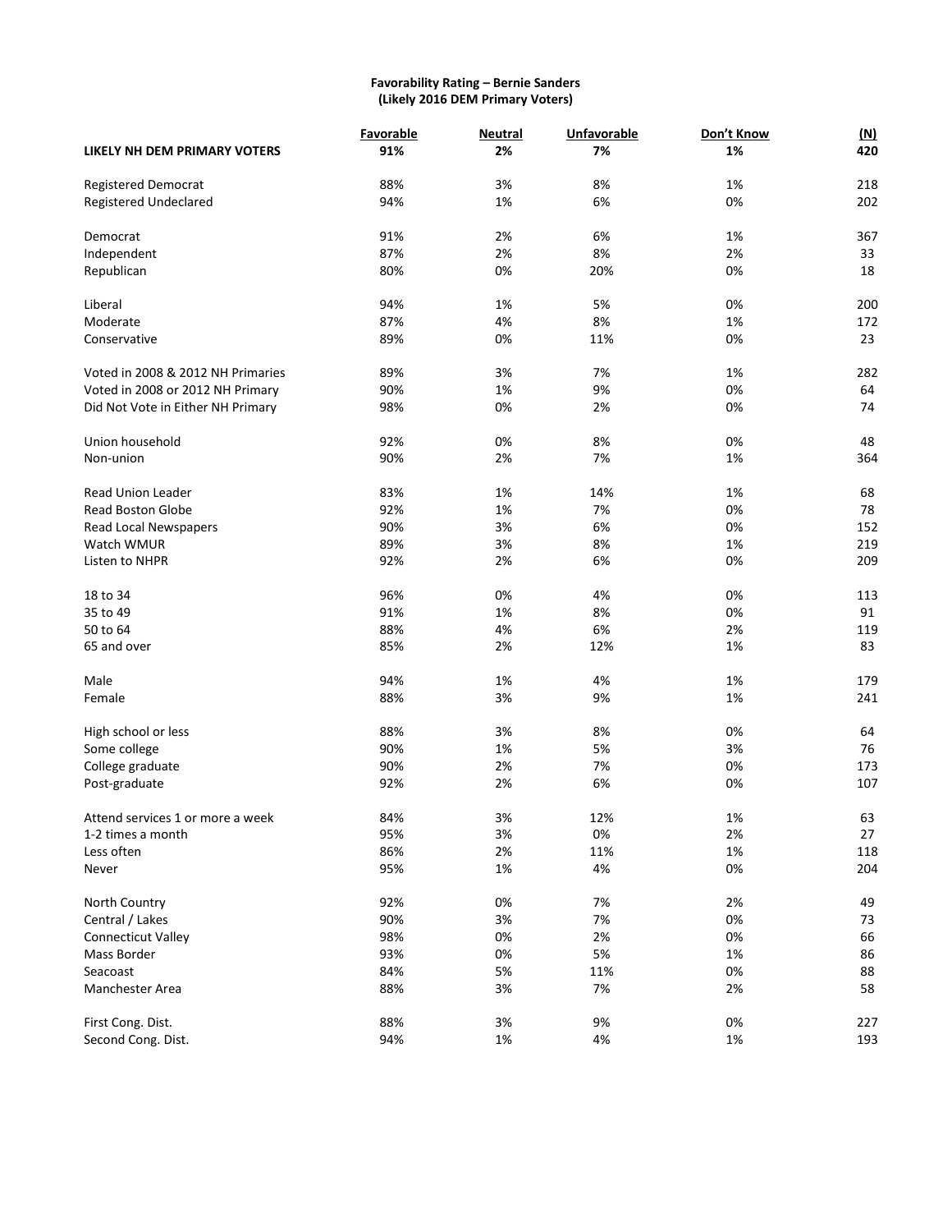**Favorability Rating – Bernie Sanders**
**(Likely 2016 DEM Primary Voters)**

| | Favorable | Neutral | Unfavorable | Don't Know | (N) |
|---|---|---|---|---|---|
| **LIKELY NH DEM PRIMARY VOTERS** | **91%** | **2%** | **7%** | **1%** | **420** |
| Registered Democrat | 88% | 3% | 8% | 1% | 218 |
| Registered Undeclared | 94% | 1% | 6% | 0% | 202 |
| Democrat | 91% | 2% | 6% | 1% | 367 |
| Independent | 87% | 2% | 8% | 2% | 33 |
| Republican | 80% | 0% | 20% | 0% | 18 |
| Liberal | 94% | 1% | 5% | 0% | 200 |
| Moderate | 87% | 4% | 8% | 1% | 172 |
| Conservative | 89% | 0% | 11% | 0% | 23 |
| Voted in 2008 & 2012 NH Primaries | 89% | 3% | 7% | 1% | 282 |
| Voted in 2008 or 2012 NH Primary | 90% | 1% | 9% | 0% | 64 |
| Did Not Vote in Either NH Primary | 98% | 0% | 2% | 0% | 74 |
| Union household | 92% | 0% | 8% | 0% | 48 |
| Non-union | 90% | 2% | 7% | 1% | 364 |
| Read Union Leader | 83% | 1% | 14% | 1% | 68 |
| Read Boston Globe | 92% | 1% | 7% | 0% | 78 |
| Read Local Newspapers | 90% | 3% | 6% | 0% | 152 |
| Watch WMUR | 89% | 3% | 8% | 1% | 219 |
| Listen to NHPR | 92% | 2% | 6% | 0% | 209 |
| 18 to 34 | 96% | 0% | 4% | 0% | 113 |
| 35 to 49 | 91% | 1% | 8% | 0% | 91 |
| 50 to 64 | 88% | 4% | 6% | 2% | 119 |
| 65 and over | 85% | 2% | 12% | 1% | 83 |
| Male | 94% | 1% | 4% | 1% | 179 |
| Female | 88% | 3% | 9% | 1% | 241 |
| High school or less | 88% | 3% | 8% | 0% | 64 |
| Some college | 90% | 1% | 5% | 3% | 76 |
| College graduate | 90% | 2% | 7% | 0% | 173 |
| Post-graduate | 92% | 2% | 6% | 0% | 107 |
| Attend services 1 or more a week | 84% | 3% | 12% | 1% | 63 |
| 1-2 times a month | 95% | 3% | 0% | 2% | 27 |
| Less often | 86% | 2% | 11% | 1% | 118 |
| Never | 95% | 1% | 4% | 0% | 204 |
| North Country | 92% | 0% | 7% | 2% | 49 |
| Central / Lakes | 90% | 3% | 7% | 0% | 73 |
| Connecticut Valley | 98% | 0% | 2% | 0% | 66 |
| Mass Border | 93% | 0% | 5% | 1% | 86 |
| Seacoast | 84% | 5% | 11% | 0% | 88 |
| Manchester Area | 88% | 3% | 7% | 2% | 58 |
| First Cong. Dist. | 88% | 3% | 9% | 0% | 227 |
| Second Cong. Dist. | 94% | 1% | 4% | 1% | 193 |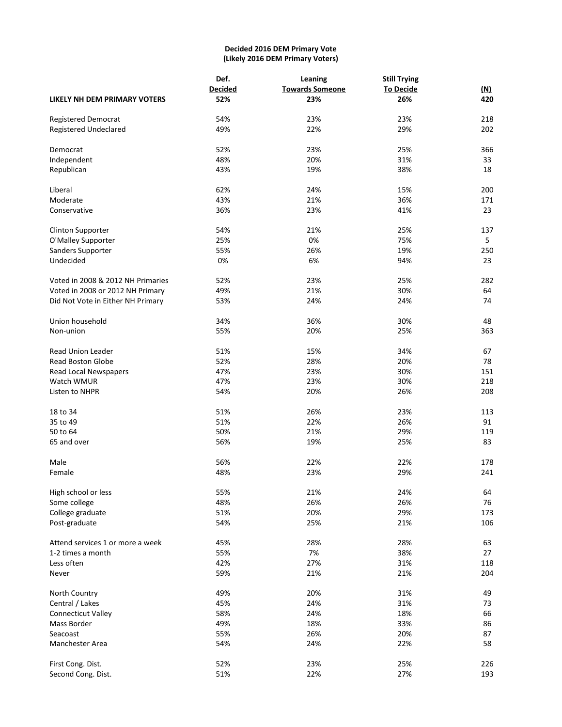**Decided 2016 DEM Primary Vote**
**(Likely 2016 DEM Primary Voters)**

| | Def. Decided | Leaning Towards Someone | Still Trying To Decide | (N) |
|---|---|---|---|---|
| **LIKELY NH DEM PRIMARY VOTERS** | **52%** | **23%** | **26%** | **420** |
| | | | | |
| Registered Democrat | 54% | 23% | 23% | 218 |
| Registered Undeclared | 49% | 22% | 29% | 202 |
| | | | | |
| Democrat | 52% | 23% | 25% | 366 |
| Independent | 48% | 20% | 31% | 33 |
| Republican | 43% | 19% | 38% | 18 |
| | | | | |
| Liberal | 62% | 24% | 15% | 200 |
| Moderate | 43% | 21% | 36% | 171 |
| Conservative | 36% | 23% | 41% | 23 |
| | | | | |
| Clinton Supporter | 54% | 21% | 25% | 137 |
| O'Malley Supporter | 25% | 0% | 75% | 5 |
| Sanders Supporter | 55% | 26% | 19% | 250 |
| Undecided | 0% | 6% | 94% | 23 |
| | | | | |
| Voted in 2008 & 2012 NH Primaries | 52% | 23% | 25% | 282 |
| Voted in 2008 or 2012 NH Primary | 49% | 21% | 30% | 64 |
| Did Not Vote in Either NH Primary | 53% | 24% | 24% | 74 |
| | | | | |
| Union household | 34% | 36% | 30% | 48 |
| Non-union | 55% | 20% | 25% | 363 |
| | | | | |
| Read Union Leader | 51% | 15% | 34% | 67 |
| Read Boston Globe | 52% | 28% | 20% | 78 |
| Read Local Newspapers | 47% | 23% | 30% | 151 |
| Watch WMUR | 47% | 23% | 30% | 218 |
| Listen to NHPR | 54% | 20% | 26% | 208 |
| | | | | |
| 18 to 34 | 51% | 26% | 23% | 113 |
| 35 to 49 | 51% | 22% | 26% | 91 |
| 50 to 64 | 50% | 21% | 29% | 119 |
| 65 and over | 56% | 19% | 25% | 83 |
| | | | | |
| Male | 56% | 22% | 22% | 178 |
| Female | 48% | 23% | 29% | 241 |
| | | | | |
| High school or less | 55% | 21% | 24% | 64 |
| Some college | 48% | 26% | 26% | 76 |
| College graduate | 51% | 20% | 29% | 173 |
| Post-graduate | 54% | 25% | 21% | 106 |
| | | | | |
| Attend services 1 or more a week | 45% | 28% | 28% | 63 |
| 1-2 times a month | 55% | 7% | 38% | 27 |
| Less often | 42% | 27% | 31% | 118 |
| Never | 59% | 21% | 21% | 204 |
| | | | | |
| North Country | 49% | 20% | 31% | 49 |
| Central / Lakes | 45% | 24% | 31% | 73 |
| Connecticut Valley | 58% | 24% | 18% | 66 |
| Mass Border | 49% | 18% | 33% | 86 |
| Seacoast | 55% | 26% | 20% | 87 |
| Manchester Area | 54% | 24% | 22% | 58 |
| | | | | |
| First Cong. Dist. | 52% | 23% | 25% | 226 |
| Second Cong. Dist. | 51% | 22% | 27% | 193 |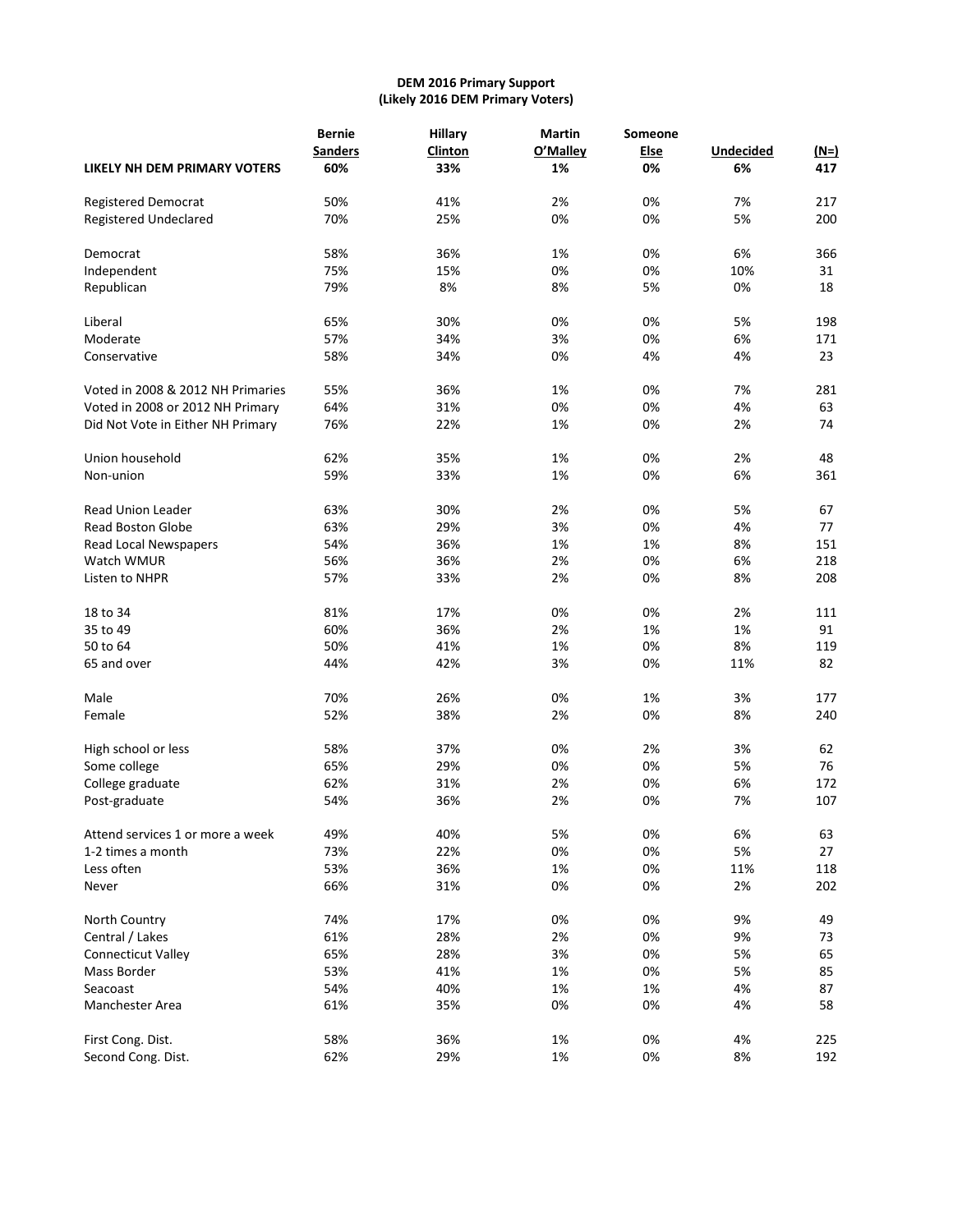**DEM 2016 Primary Support**
**(Likely 2016 DEM Primary Voters)**

| | Bernie Sanders | Hillary Clinton | Martin O'Malley | Someone Else | Undecided | (N=) |
|---|---|---|---|---|---|---|
| **LIKELY NH DEM PRIMARY VOTERS** | **60%** | **33%** | **1%** | **0%** | **6%** | **417** |
| Registered Democrat | 50% | 41% | 2% | 0% | 7% | 217 |
| Registered Undeclared | 70% | 25% | 0% | 0% | 5% | 200 |
| Democrat | 58% | 36% | 1% | 0% | 6% | 366 |
| Independent | 75% | 15% | 0% | 0% | 10% | 31 |
| Republican | 79% | 8% | 8% | 5% | 0% | 18 |
| Liberal | 65% | 30% | 0% | 0% | 5% | 198 |
| Moderate | 57% | 34% | 3% | 0% | 6% | 171 |
| Conservative | 58% | 34% | 0% | 4% | 4% | 23 |
| Voted in 2008 & 2012 NH Primaries | 55% | 36% | 1% | 0% | 7% | 281 |
| Voted in 2008 or 2012 NH Primary | 64% | 31% | 0% | 0% | 4% | 63 |
| Did Not Vote in Either NH Primary | 76% | 22% | 1% | 0% | 2% | 74 |
| Union household | 62% | 35% | 1% | 0% | 2% | 48 |
| Non-union | 59% | 33% | 1% | 0% | 6% | 361 |
| Read Union Leader | 63% | 30% | 2% | 0% | 5% | 67 |
| Read Boston Globe | 63% | 29% | 3% | 0% | 4% | 77 |
| Read Local Newspapers | 54% | 36% | 1% | 1% | 8% | 151 |
| Watch WMUR | 56% | 36% | 2% | 0% | 6% | 218 |
| Listen to NHPR | 57% | 33% | 2% | 0% | 8% | 208 |
| 18 to 34 | 81% | 17% | 0% | 0% | 2% | 111 |
| 35 to 49 | 60% | 36% | 2% | 1% | 1% | 91 |
| 50 to 64 | 50% | 41% | 1% | 0% | 8% | 119 |
| 65 and over | 44% | 42% | 3% | 0% | 11% | 82 |
| Male | 70% | 26% | 0% | 1% | 3% | 177 |
| Female | 52% | 38% | 2% | 0% | 8% | 240 |
| High school or less | 58% | 37% | 0% | 2% | 3% | 62 |
| Some college | 65% | 29% | 0% | 0% | 5% | 76 |
| College graduate | 62% | 31% | 2% | 0% | 6% | 172 |
| Post-graduate | 54% | 36% | 2% | 0% | 7% | 107 |
| Attend services 1 or more a week | 49% | 40% | 5% | 0% | 6% | 63 |
| 1-2 times a month | 73% | 22% | 0% | 0% | 5% | 27 |
| Less often | 53% | 36% | 1% | 0% | 11% | 118 |
| Never | 66% | 31% | 0% | 0% | 2% | 202 |
| North Country | 74% | 17% | 0% | 0% | 9% | 49 |
| Central / Lakes | 61% | 28% | 2% | 0% | 9% | 73 |
| Connecticut Valley | 65% | 28% | 3% | 0% | 5% | 65 |
| Mass Border | 53% | 41% | 1% | 0% | 5% | 85 |
| Seacoast | 54% | 40% | 1% | 1% | 4% | 87 |
| Manchester Area | 61% | 35% | 0% | 0% | 4% | 58 |
| First Cong. Dist. | 58% | 36% | 1% | 0% | 4% | 225 |
| Second Cong. Dist. | 62% | 29% | 1% | 0% | 8% | 192 |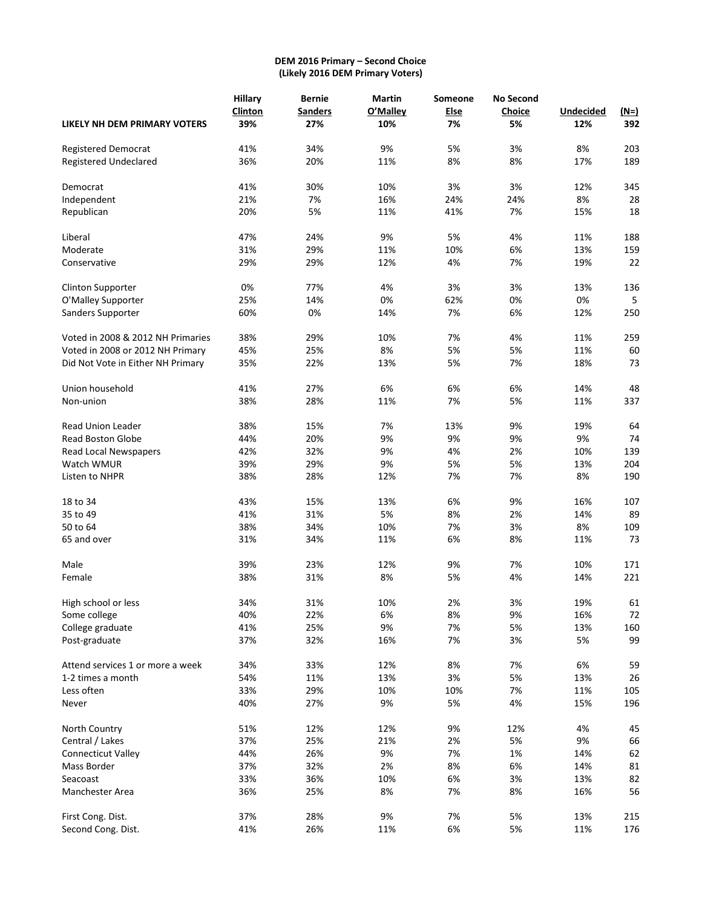**DEM 2016 Primary – Second Choice**
**(Likely 2016 DEM Primary Voters)**

| | Hillary Clinton | Bernie Sanders | Martin O'Malley | Someone Else | No Second Choice | Undecided | (N=) |
|---|---|---|---|---|---|---|---|
| **LIKELY NH DEM PRIMARY VOTERS** | **39%** | **27%** | **10%** | **7%** | **5%** | **12%** | **392** |
| | | | | | | | |
| Registered Democrat | 41% | 34% | 9% | 5% | 3% | 8% | 203 |
| Registered Undeclared | 36% | 20% | 11% | 8% | 8% | 17% | 189 |
| | | | | | | | |
| Democrat | 41% | 30% | 10% | 3% | 3% | 12% | 345 |
| Independent | 21% | 7% | 16% | 24% | 24% | 8% | 28 |
| Republican | 20% | 5% | 11% | 41% | 7% | 15% | 18 |
| | | | | | | | |
| Liberal | 47% | 24% | 9% | 5% | 4% | 11% | 188 |
| Moderate | 31% | 29% | 11% | 10% | 6% | 13% | 159 |
| Conservative | 29% | 29% | 12% | 4% | 7% | 19% | 22 |
| | | | | | | | |
| Clinton Supporter | 0% | 77% | 4% | 3% | 3% | 13% | 136 |
| O'Malley Supporter | 25% | 14% | 0% | 62% | 0% | 0% | 5 |
| Sanders Supporter | 60% | 0% | 14% | 7% | 6% | 12% | 250 |
| | | | | | | | |
| Voted in 2008 & 2012 NH Primaries | 38% | 29% | 10% | 7% | 4% | 11% | 259 |
| Voted in 2008 or 2012 NH Primary | 45% | 25% | 8% | 5% | 5% | 11% | 60 |
| Did Not Vote in Either NH Primary | 35% | 22% | 13% | 5% | 7% | 18% | 73 |
| | | | | | | | |
| Union household | 41% | 27% | 6% | 6% | 6% | 14% | 48 |
| Non-union | 38% | 28% | 11% | 7% | 5% | 11% | 337 |
| | | | | | | | |
| Read Union Leader | 38% | 15% | 7% | 13% | 9% | 19% | 64 |
| Read Boston Globe | 44% | 20% | 9% | 9% | 9% | 9% | 74 |
| Read Local Newspapers | 42% | 32% | 9% | 4% | 2% | 10% | 139 |
| Watch WMUR | 39% | 29% | 9% | 5% | 5% | 13% | 204 |
| Listen to NHPR | 38% | 28% | 12% | 7% | 7% | 8% | 190 |
| | | | | | | | |
| 18 to 34 | 43% | 15% | 13% | 6% | 9% | 16% | 107 |
| 35 to 49 | 41% | 31% | 5% | 8% | 2% | 14% | 89 |
| 50 to 64 | 38% | 34% | 10% | 7% | 3% | 8% | 109 |
| 65 and over | 31% | 34% | 11% | 6% | 8% | 11% | 73 |
| | | | | | | | |
| Male | 39% | 23% | 12% | 9% | 7% | 10% | 171 |
| Female | 38% | 31% | 8% | 5% | 4% | 14% | 221 |
| | | | | | | | |
| High school or less | 34% | 31% | 10% | 2% | 3% | 19% | 61 |
| Some college | 40% | 22% | 6% | 8% | 9% | 16% | 72 |
| College graduate | 41% | 25% | 9% | 7% | 5% | 13% | 160 |
| Post-graduate | 37% | 32% | 16% | 7% | 3% | 5% | 99 |
| | | | | | | | |
| Attend services 1 or more a week | 34% | 33% | 12% | 8% | 7% | 6% | 59 |
| 1-2 times a month | 54% | 11% | 13% | 3% | 5% | 13% | 26 |
| Less often | 33% | 29% | 10% | 10% | 7% | 11% | 105 |
| Never | 40% | 27% | 9% | 5% | 4% | 15% | 196 |
| | | | | | | | |
| North Country | 51% | 12% | 12% | 9% | 12% | 4% | 45 |
| Central / Lakes | 37% | 25% | 21% | 2% | 5% | 9% | 66 |
| Connecticut Valley | 44% | 26% | 9% | 7% | 1% | 14% | 62 |
| Mass Border | 37% | 32% | 2% | 8% | 6% | 14% | 81 |
| Seacoast | 33% | 36% | 10% | 6% | 3% | 13% | 82 |
| Manchester Area | 36% | 25% | 8% | 7% | 8% | 16% | 56 |
| | | | | | | | |
| First Cong. Dist. | 37% | 28% | 9% | 7% | 5% | 13% | 215 |
| Second Cong. Dist. | 41% | 26% | 11% | 6% | 5% | 11% | 176 |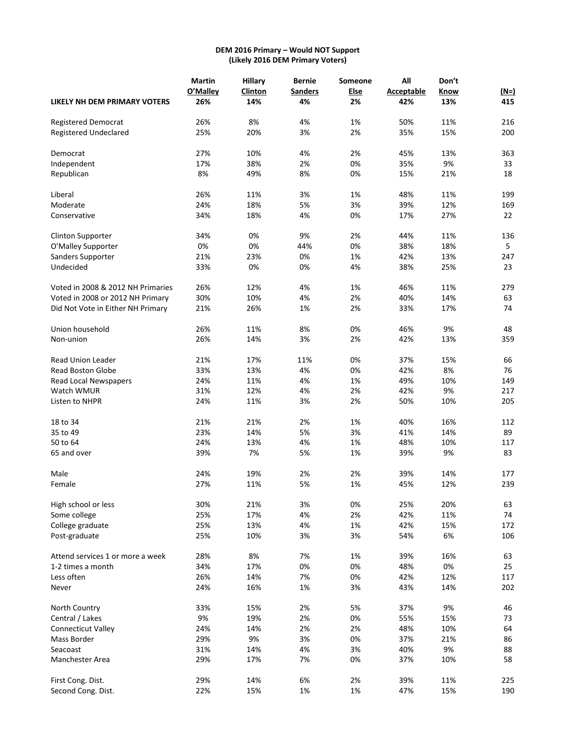**DEM 2016 Primary – Would NOT Support**
**(Likely 2016 DEM Primary Voters)**

| | Martin O'Malley | Hillary Clinton | Bernie Sanders | Someone Else | All Acceptable | Don't Know | (N=) |
|---|---|---|---|---|---|---|---|
| **LIKELY NH DEM PRIMARY VOTERS** | **26%** | **14%** | **4%** | **2%** | **42%** | **13%** | **415** |
| Registered Democrat | 26% | 8% | 4% | 1% | 50% | 11% | 216 |
| Registered Undeclared | 25% | 20% | 3% | 2% | 35% | 15% | 200 |
| Democrat | 27% | 10% | 4% | 2% | 45% | 13% | 363 |
| Independent | 17% | 38% | 2% | 0% | 35% | 9% | 33 |
| Republican | 8% | 49% | 8% | 0% | 15% | 21% | 18 |
| Liberal | 26% | 11% | 3% | 1% | 48% | 11% | 199 |
| Moderate | 24% | 18% | 5% | 3% | 39% | 12% | 169 |
| Conservative | 34% | 18% | 4% | 0% | 17% | 27% | 22 |
| Clinton Supporter | 34% | 0% | 9% | 2% | 44% | 11% | 136 |
| O'Malley Supporter | 0% | 0% | 44% | 0% | 38% | 18% | 5 |
| Sanders Supporter | 21% | 23% | 0% | 1% | 42% | 13% | 247 |
| Undecided | 33% | 0% | 0% | 4% | 38% | 25% | 23 |
| Voted in 2008 & 2012 NH Primaries | 26% | 12% | 4% | 1% | 46% | 11% | 279 |
| Voted in 2008 or 2012 NH Primary | 30% | 10% | 4% | 2% | 40% | 14% | 63 |
| Did Not Vote in Either NH Primary | 21% | 26% | 1% | 2% | 33% | 17% | 74 |
| Union household | 26% | 11% | 8% | 0% | 46% | 9% | 48 |
| Non-union | 26% | 14% | 3% | 2% | 42% | 13% | 359 |
| Read Union Leader | 21% | 17% | 11% | 0% | 37% | 15% | 66 |
| Read Boston Globe | 33% | 13% | 4% | 0% | 42% | 8% | 76 |
| Read Local Newspapers | 24% | 11% | 4% | 1% | 49% | 10% | 149 |
| Watch WMUR | 31% | 12% | 4% | 2% | 42% | 9% | 217 |
| Listen to NHPR | 24% | 11% | 3% | 2% | 50% | 10% | 205 |
| 18 to 34 | 21% | 21% | 2% | 1% | 40% | 16% | 112 |
| 35 to 49 | 23% | 14% | 5% | 3% | 41% | 14% | 89 |
| 50 to 64 | 24% | 13% | 4% | 1% | 48% | 10% | 117 |
| 65 and over | 39% | 7% | 5% | 1% | 39% | 9% | 83 |
| Male | 24% | 19% | 2% | 2% | 39% | 14% | 177 |
| Female | 27% | 11% | 5% | 1% | 45% | 12% | 239 |
| High school or less | 30% | 21% | 3% | 0% | 25% | 20% | 63 |
| Some college | 25% | 17% | 4% | 2% | 42% | 11% | 74 |
| College graduate | 25% | 13% | 4% | 1% | 42% | 15% | 172 |
| Post-graduate | 25% | 10% | 3% | 3% | 54% | 6% | 106 |
| Attend services 1 or more a week | 28% | 8% | 7% | 1% | 39% | 16% | 63 |
| 1-2 times a month | 34% | 17% | 0% | 0% | 48% | 0% | 25 |
| Less often | 26% | 14% | 7% | 0% | 42% | 12% | 117 |
| Never | 24% | 16% | 1% | 3% | 43% | 14% | 202 |
| North Country | 33% | 15% | 2% | 5% | 37% | 9% | 46 |
| Central / Lakes | 9% | 19% | 2% | 0% | 55% | 15% | 73 |
| Connecticut Valley | 24% | 14% | 2% | 2% | 48% | 10% | 64 |
| Mass Border | 29% | 9% | 3% | 0% | 37% | 21% | 86 |
| Seacoast | 31% | 14% | 4% | 3% | 40% | 9% | 88 |
| Manchester Area | 29% | 17% | 7% | 0% | 37% | 10% | 58 |
| First Cong. Dist. | 29% | 14% | 6% | 2% | 39% | 11% | 225 |
| Second Cong. Dist. | 22% | 15% | 1% | 1% | 47% | 15% | 190 |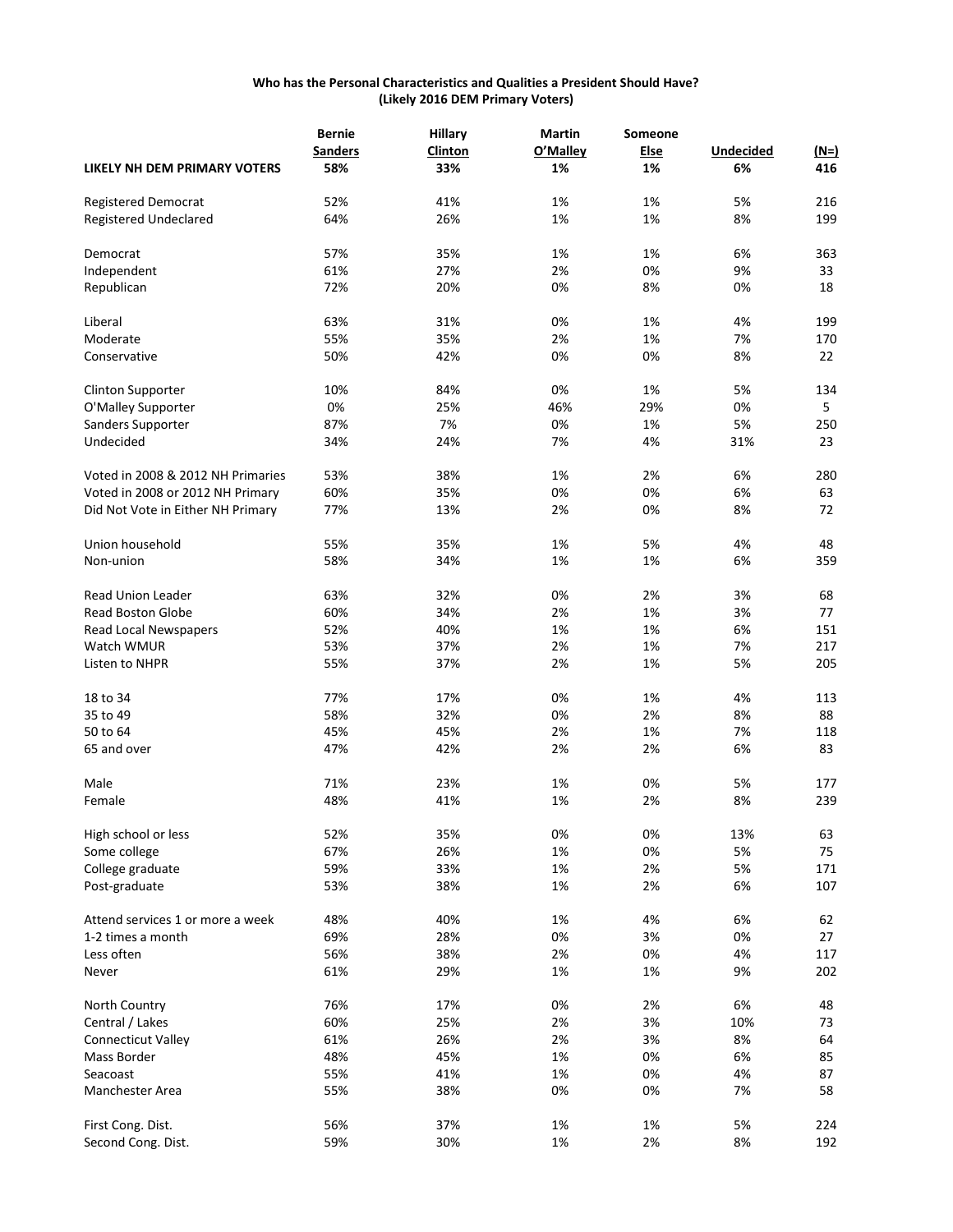**Who has the Personal Characteristics and Qualities a President Should Have?**
**(Likely 2016 DEM Primary Voters)**

| | Bernie Sanders | Hillary Clinton | Martin O'Malley | Someone Else | Undecided | (N=) |
|---|---|---|---|---|---|---|
| **LIKELY NH DEM PRIMARY VOTERS** | **58%** | **33%** | **1%** | **1%** | **6%** | **416** |
| Registered Democrat | 52% | 41% | 1% | 1% | 5% | 216 |
| Registered Undeclared | 64% | 26% | 1% | 1% | 8% | 199 |
| Democrat | 57% | 35% | 1% | 1% | 6% | 363 |
| Independent | 61% | 27% | 2% | 0% | 9% | 33 |
| Republican | 72% | 20% | 0% | 8% | 0% | 18 |
| Liberal | 63% | 31% | 0% | 1% | 4% | 199 |
| Moderate | 55% | 35% | 2% | 1% | 7% | 170 |
| Conservative | 50% | 42% | 0% | 0% | 8% | 22 |
| Clinton Supporter | 10% | 84% | 0% | 1% | 5% | 134 |
| O'Malley Supporter | 0% | 25% | 46% | 29% | 0% | 5 |
| Sanders Supporter | 87% | 7% | 0% | 1% | 5% | 250 |
| Undecided | 34% | 24% | 7% | 4% | 31% | 23 |
| Voted in 2008 & 2012 NH Primaries | 53% | 38% | 1% | 2% | 6% | 280 |
| Voted in 2008 or 2012 NH Primary | 60% | 35% | 0% | 0% | 6% | 63 |
| Did Not Vote in Either NH Primary | 77% | 13% | 2% | 0% | 8% | 72 |
| Union household | 55% | 35% | 1% | 5% | 4% | 48 |
| Non-union | 58% | 34% | 1% | 1% | 6% | 359 |
| Read Union Leader | 63% | 32% | 0% | 2% | 3% | 68 |
| Read Boston Globe | 60% | 34% | 2% | 1% | 3% | 77 |
| Read Local Newspapers | 52% | 40% | 1% | 1% | 6% | 151 |
| Watch WMUR | 53% | 37% | 2% | 1% | 7% | 217 |
| Listen to NHPR | 55% | 37% | 2% | 1% | 5% | 205 |
| 18 to 34 | 77% | 17% | 0% | 1% | 4% | 113 |
| 35 to 49 | 58% | 32% | 0% | 2% | 8% | 88 |
| 50 to 64 | 45% | 45% | 2% | 1% | 7% | 118 |
| 65 and over | 47% | 42% | 2% | 2% | 6% | 83 |
| Male | 71% | 23% | 1% | 0% | 5% | 177 |
| Female | 48% | 41% | 1% | 2% | 8% | 239 |
| High school or less | 52% | 35% | 0% | 0% | 13% | 63 |
| Some college | 67% | 26% | 1% | 0% | 5% | 75 |
| College graduate | 59% | 33% | 1% | 2% | 5% | 171 |
| Post-graduate | 53% | 38% | 1% | 2% | 6% | 107 |
| Attend services 1 or more a week | 48% | 40% | 1% | 4% | 6% | 62 |
| 1-2 times a month | 69% | 28% | 0% | 3% | 0% | 27 |
| Less often | 56% | 38% | 2% | 0% | 4% | 117 |
| Never | 61% | 29% | 1% | 1% | 9% | 202 |
| North Country | 76% | 17% | 0% | 2% | 6% | 48 |
| Central / Lakes | 60% | 25% | 2% | 3% | 10% | 73 |
| Connecticut Valley | 61% | 26% | 2% | 3% | 8% | 64 |
| Mass Border | 48% | 45% | 1% | 0% | 6% | 85 |
| Seacoast | 55% | 41% | 1% | 0% | 4% | 87 |
| Manchester Area | 55% | 38% | 0% | 0% | 7% | 58 |
| First Cong. Dist. | 56% | 37% | 1% | 1% | 5% | 224 |
| Second Cong. Dist. | 59% | 30% | 1% | 2% | 8% | 192 |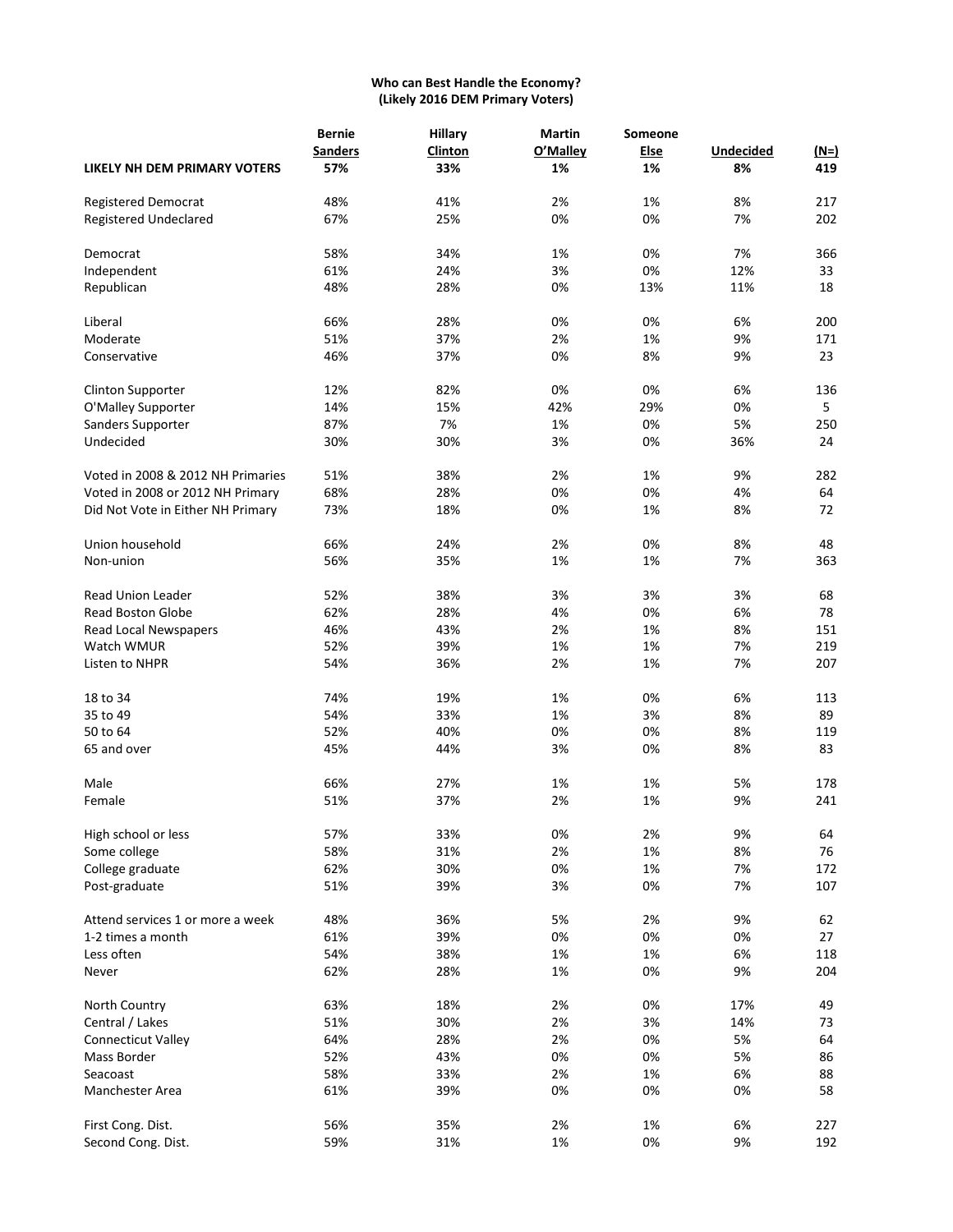**Who can Best Handle the Economy?**
**(Likely 2016 DEM Primary Voters)**

| | Bernie Sanders | Hillary Clinton | Martin O'Malley | Someone Else | Undecided | (N=) |
|---|---|---|---|---|---|---|
| **LIKELY NH DEM PRIMARY VOTERS** | **57%** | **33%** | **1%** | **1%** | **8%** | **419** |
| Registered Democrat | 48% | 41% | 2% | 1% | 8% | 217 |
| Registered Undeclared | 67% | 25% | 0% | 0% | 7% | 202 |
| Democrat | 58% | 34% | 1% | 0% | 7% | 366 |
| Independent | 61% | 24% | 3% | 0% | 12% | 33 |
| Republican | 48% | 28% | 0% | 13% | 11% | 18 |
| Liberal | 66% | 28% | 0% | 0% | 6% | 200 |
| Moderate | 51% | 37% | 2% | 1% | 9% | 171 |
| Conservative | 46% | 37% | 0% | 8% | 9% | 23 |
| Clinton Supporter | 12% | 82% | 0% | 0% | 6% | 136 |
| O'Malley Supporter | 14% | 15% | 42% | 29% | 0% | 5 |
| Sanders Supporter | 87% | 7% | 1% | 0% | 5% | 250 |
| Undecided | 30% | 30% | 3% | 0% | 36% | 24 |
| Voted in 2008 & 2012 NH Primaries | 51% | 38% | 2% | 1% | 9% | 282 |
| Voted in 2008 or 2012 NH Primary | 68% | 28% | 0% | 0% | 4% | 64 |
| Did Not Vote in Either NH Primary | 73% | 18% | 0% | 1% | 8% | 72 |
| Union household | 66% | 24% | 2% | 0% | 8% | 48 |
| Non-union | 56% | 35% | 1% | 1% | 7% | 363 |
| Read Union Leader | 52% | 38% | 3% | 3% | 3% | 68 |
| Read Boston Globe | 62% | 28% | 4% | 0% | 6% | 78 |
| Read Local Newspapers | 46% | 43% | 2% | 1% | 8% | 151 |
| Watch WMUR | 52% | 39% | 1% | 1% | 7% | 219 |
| Listen to NHPR | 54% | 36% | 2% | 1% | 7% | 207 |
| 18 to 34 | 74% | 19% | 1% | 0% | 6% | 113 |
| 35 to 49 | 54% | 33% | 1% | 3% | 8% | 89 |
| 50 to 64 | 52% | 40% | 0% | 0% | 8% | 119 |
| 65 and over | 45% | 44% | 3% | 0% | 8% | 83 |
| Male | 66% | 27% | 1% | 1% | 5% | 178 |
| Female | 51% | 37% | 2% | 1% | 9% | 241 |
| High school or less | 57% | 33% | 0% | 2% | 9% | 64 |
| Some college | 58% | 31% | 2% | 1% | 8% | 76 |
| College graduate | 62% | 30% | 0% | 1% | 7% | 172 |
| Post-graduate | 51% | 39% | 3% | 0% | 7% | 107 |
| Attend services 1 or more a week | 48% | 36% | 5% | 2% | 9% | 62 |
| 1-2 times a month | 61% | 39% | 0% | 0% | 0% | 27 |
| Less often | 54% | 38% | 1% | 1% | 6% | 118 |
| Never | 62% | 28% | 1% | 0% | 9% | 204 |
| North Country | 63% | 18% | 2% | 0% | 17% | 49 |
| Central / Lakes | 51% | 30% | 2% | 3% | 14% | 73 |
| Connecticut Valley | 64% | 28% | 2% | 0% | 5% | 64 |
| Mass Border | 52% | 43% | 0% | 0% | 5% | 86 |
| Seacoast | 58% | 33% | 2% | 1% | 6% | 88 |
| Manchester Area | 61% | 39% | 0% | 0% | 0% | 58 |
| First Cong. Dist. | 56% | 35% | 2% | 1% | 6% | 227 |
| Second Cong. Dist. | 59% | 31% | 1% | 0% | 9% | 192 |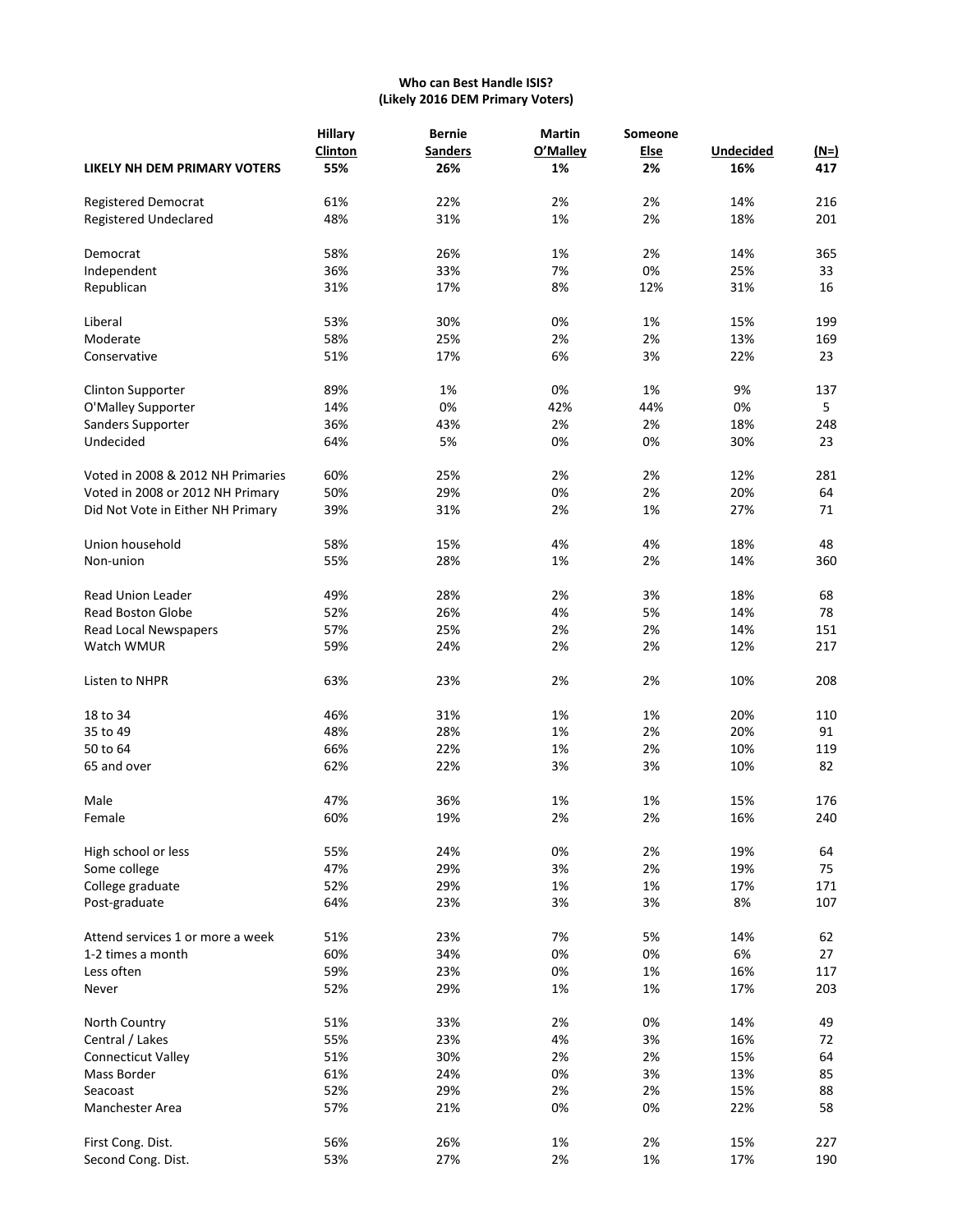**Who can Best Handle ISIS?**
**(Likely 2016 DEM Primary Voters)**

| | Hillary Clinton | Bernie Sanders | Martin O'Malley | Someone Else | Undecided | (N=) |
|---|---|---|---|---|---|---|
| **LIKELY NH DEM PRIMARY VOTERS** | **55%** | **26%** | **1%** | **2%** | **16%** | **417** |
| Registered Democrat | 61% | 22% | 2% | 2% | 14% | 216 |
| Registered Undeclared | 48% | 31% | 1% | 2% | 18% | 201 |
| Democrat | 58% | 26% | 1% | 2% | 14% | 365 |
| Independent | 36% | 33% | 7% | 0% | 25% | 33 |
| Republican | 31% | 17% | 8% | 12% | 31% | 16 |
| Liberal | 53% | 30% | 0% | 1% | 15% | 199 |
| Moderate | 58% | 25% | 2% | 2% | 13% | 169 |
| Conservative | 51% | 17% | 6% | 3% | 22% | 23 |
| Clinton Supporter | 89% | 1% | 0% | 1% | 9% | 137 |
| O'Malley Supporter | 14% | 0% | 42% | 44% | 0% | 5 |
| Sanders Supporter | 36% | 43% | 2% | 2% | 18% | 248 |
| Undecided | 64% | 5% | 0% | 0% | 30% | 23 |
| Voted in 2008 & 2012 NH Primaries | 60% | 25% | 2% | 2% | 12% | 281 |
| Voted in 2008 or 2012 NH Primary | 50% | 29% | 0% | 2% | 20% | 64 |
| Did Not Vote in Either NH Primary | 39% | 31% | 2% | 1% | 27% | 71 |
| Union household | 58% | 15% | 4% | 4% | 18% | 48 |
| Non-union | 55% | 28% | 1% | 2% | 14% | 360 |
| Read Union Leader | 49% | 28% | 2% | 3% | 18% | 68 |
| Read Boston Globe | 52% | 26% | 4% | 5% | 14% | 78 |
| Read Local Newspapers | 57% | 25% | 2% | 2% | 14% | 151 |
| Watch WMUR | 59% | 24% | 2% | 2% | 12% | 217 |
| Listen to NHPR | 63% | 23% | 2% | 2% | 10% | 208 |
| 18 to 34 | 46% | 31% | 1% | 1% | 20% | 110 |
| 35 to 49 | 48% | 28% | 1% | 2% | 20% | 91 |
| 50 to 64 | 66% | 22% | 1% | 2% | 10% | 119 |
| 65 and over | 62% | 22% | 3% | 3% | 10% | 82 |
| Male | 47% | 36% | 1% | 1% | 15% | 176 |
| Female | 60% | 19% | 2% | 2% | 16% | 240 |
| High school or less | 55% | 24% | 0% | 2% | 19% | 64 |
| Some college | 47% | 29% | 3% | 2% | 19% | 75 |
| College graduate | 52% | 29% | 1% | 1% | 17% | 171 |
| Post-graduate | 64% | 23% | 3% | 3% | 8% | 107 |
| Attend services 1 or more a week | 51% | 23% | 7% | 5% | 14% | 62 |
| 1-2 times a month | 60% | 34% | 0% | 0% | 6% | 27 |
| Less often | 59% | 23% | 0% | 1% | 16% | 117 |
| Never | 52% | 29% | 1% | 1% | 17% | 203 |
| North Country | 51% | 33% | 2% | 0% | 14% | 49 |
| Central / Lakes | 55% | 23% | 4% | 3% | 16% | 72 |
| Connecticut Valley | 51% | 30% | 2% | 2% | 15% | 64 |
| Mass Border | 61% | 24% | 0% | 3% | 13% | 85 |
| Seacoast | 52% | 29% | 2% | 2% | 15% | 88 |
| Manchester Area | 57% | 21% | 0% | 0% | 22% | 58 |
| First Cong. Dist. | 56% | 26% | 1% | 2% | 15% | 227 |
| Second Cong. Dist. | 53% | 27% | 2% | 1% | 17% | 190 |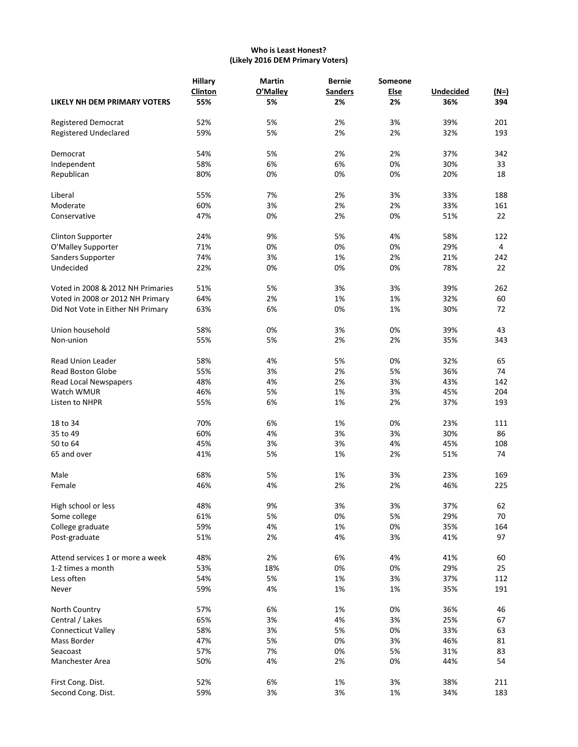**Who is Least Honest?**
**(Likely 2016 DEM Primary Voters)**

| | Hillary Clinton | Martin O'Malley | Bernie Sanders | Someone Else | Undecided | (N=) |
|---|---|---|---|---|---|---|
| **LIKELY NH DEM PRIMARY VOTERS** | **55%** | **5%** | **2%** | **2%** | **36%** | **394** |
| Registered Democrat | 52% | 5% | 2% | 3% | 39% | 201 |
| Registered Undeclared | 59% | 5% | 2% | 2% | 32% | 193 |
| Democrat | 54% | 5% | 2% | 2% | 37% | 342 |
| Independent | 58% | 6% | 6% | 0% | 30% | 33 |
| Republican | 80% | 0% | 0% | 0% | 20% | 18 |
| Liberal | 55% | 7% | 2% | 3% | 33% | 188 |
| Moderate | 60% | 3% | 2% | 2% | 33% | 161 |
| Conservative | 47% | 0% | 2% | 0% | 51% | 22 |
| Clinton Supporter | 24% | 9% | 5% | 4% | 58% | 122 |
| O'Malley Supporter | 71% | 0% | 0% | 0% | 29% | 4 |
| Sanders Supporter | 74% | 3% | 1% | 2% | 21% | 242 |
| Undecided | 22% | 0% | 0% | 0% | 78% | 22 |
| Voted in 2008 & 2012 NH Primaries | 51% | 5% | 3% | 3% | 39% | 262 |
| Voted in 2008 or 2012 NH Primary | 64% | 2% | 1% | 1% | 32% | 60 |
| Did Not Vote in Either NH Primary | 63% | 6% | 0% | 1% | 30% | 72 |
| Union household | 58% | 0% | 3% | 0% | 39% | 43 |
| Non-union | 55% | 5% | 2% | 2% | 35% | 343 |
| Read Union Leader | 58% | 4% | 5% | 0% | 32% | 65 |
| Read Boston Globe | 55% | 3% | 2% | 5% | 36% | 74 |
| Read Local Newspapers | 48% | 4% | 2% | 3% | 43% | 142 |
| Watch WMUR | 46% | 5% | 1% | 3% | 45% | 204 |
| Listen to NHPR | 55% | 6% | 1% | 2% | 37% | 193 |
| 18 to 34 | 70% | 6% | 1% | 0% | 23% | 111 |
| 35 to 49 | 60% | 4% | 3% | 3% | 30% | 86 |
| 50 to 64 | 45% | 3% | 3% | 4% | 45% | 108 |
| 65 and over | 41% | 5% | 1% | 2% | 51% | 74 |
| Male | 68% | 5% | 1% | 3% | 23% | 169 |
| Female | 46% | 4% | 2% | 2% | 46% | 225 |
| High school or less | 48% | 9% | 3% | 3% | 37% | 62 |
| Some college | 61% | 5% | 0% | 5% | 29% | 70 |
| College graduate | 59% | 4% | 1% | 0% | 35% | 164 |
| Post-graduate | 51% | 2% | 4% | 3% | 41% | 97 |
| Attend services 1 or more a week | 48% | 2% | 6% | 4% | 41% | 60 |
| 1-2 times a month | 53% | 18% | 0% | 0% | 29% | 25 |
| Less often | 54% | 5% | 1% | 3% | 37% | 112 |
| Never | 59% | 4% | 1% | 1% | 35% | 191 |
| North Country | 57% | 6% | 1% | 0% | 36% | 46 |
| Central / Lakes | 65% | 3% | 4% | 3% | 25% | 67 |
| Connecticut Valley | 58% | 3% | 5% | 0% | 33% | 63 |
| Mass Border | 47% | 5% | 0% | 3% | 46% | 81 |
| Seacoast | 57% | 7% | 0% | 5% | 31% | 83 |
| Manchester Area | 50% | 4% | 2% | 0% | 44% | 54 |
| First Cong. Dist. | 52% | 6% | 1% | 3% | 38% | 211 |
| Second Cong. Dist. | 59% | 3% | 3% | 1% | 34% | 183 |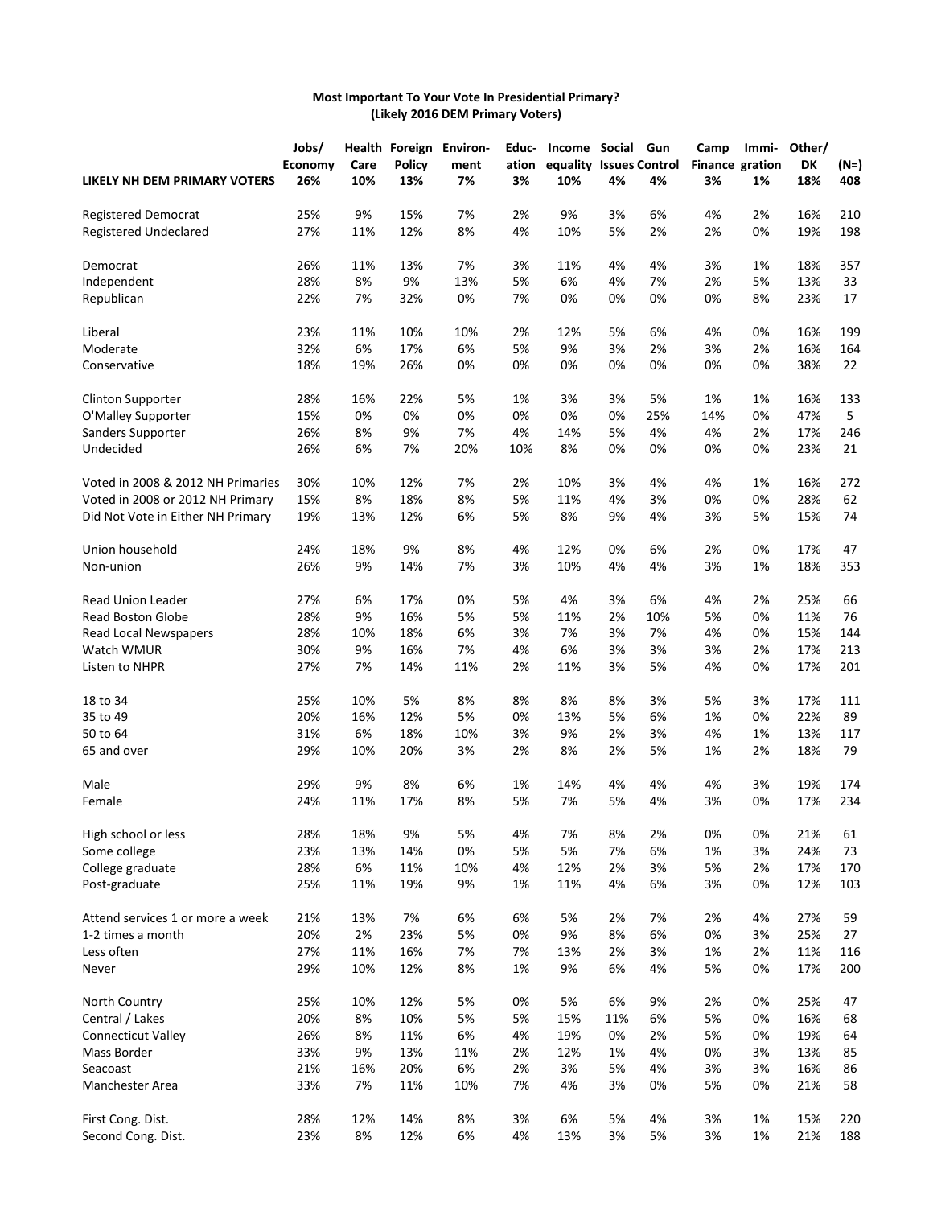**Most Important To Your Vote In Presidential Primary?**
**(Likely 2016 DEM Primary Voters)**

| | Jobs/ Economy | Health Care | Foreign Policy | Environ- ment | Educ- ation | Income equality | Social Issues | Gun Control | Camp Finance | Immi- gration | Other/ DK | (N=) |
|---|---|---|---|---|---|---|---|---|---|---|---|---|
| **LIKELY NH DEM PRIMARY VOTERS** | **26%** | **10%** | **13%** | **7%** | **3%** | **10%** | **4%** | **4%** | **3%** | **1%** | **18%** | **408** |
| Registered Democrat | 25% | 9% | 15% | 7% | 2% | 9% | 3% | 6% | 4% | 2% | 16% | 210 |
| Registered Undeclared | 27% | 11% | 12% | 8% | 4% | 10% | 5% | 2% | 2% | 0% | 19% | 198 |
| Democrat | 26% | 11% | 13% | 7% | 3% | 11% | 4% | 4% | 3% | 1% | 18% | 357 |
| Independent | 28% | 8% | 9% | 13% | 5% | 6% | 4% | 7% | 2% | 5% | 13% | 33 |
| Republican | 22% | 7% | 32% | 0% | 7% | 0% | 0% | 0% | 0% | 8% | 23% | 17 |
| Liberal | 23% | 11% | 10% | 10% | 2% | 12% | 5% | 6% | 4% | 0% | 16% | 199 |
| Moderate | 32% | 6% | 17% | 6% | 5% | 9% | 3% | 2% | 3% | 2% | 16% | 164 |
| Conservative | 18% | 19% | 26% | 0% | 0% | 0% | 0% | 0% | 0% | 0% | 38% | 22 |
| Clinton Supporter | 28% | 16% | 22% | 5% | 1% | 3% | 3% | 5% | 1% | 1% | 16% | 133 |
| O'Malley Supporter | 15% | 0% | 0% | 0% | 0% | 0% | 0% | 25% | 14% | 0% | 47% | 5 |
| Sanders Supporter | 26% | 8% | 9% | 7% | 4% | 14% | 5% | 4% | 4% | 2% | 17% | 246 |
| Undecided | 26% | 6% | 7% | 20% | 10% | 8% | 0% | 0% | 0% | 0% | 23% | 21 |
| Voted in 2008 & 2012 NH Primaries | 30% | 10% | 12% | 7% | 2% | 10% | 3% | 4% | 4% | 1% | 16% | 272 |
| Voted in 2008 or 2012 NH Primary | 15% | 8% | 18% | 8% | 5% | 11% | 4% | 3% | 0% | 0% | 28% | 62 |
| Did Not Vote in Either NH Primary | 19% | 13% | 12% | 6% | 5% | 8% | 9% | 4% | 3% | 5% | 15% | 74 |
| Union household | 24% | 18% | 9% | 8% | 4% | 12% | 0% | 6% | 2% | 0% | 17% | 47 |
| Non-union | 26% | 9% | 14% | 7% | 3% | 10% | 4% | 4% | 3% | 1% | 18% | 353 |
| Read Union Leader | 27% | 6% | 17% | 0% | 5% | 4% | 3% | 6% | 4% | 2% | 25% | 66 |
| Read Boston Globe | 28% | 9% | 16% | 5% | 5% | 11% | 2% | 10% | 5% | 0% | 11% | 76 |
| Read Local Newspapers | 28% | 10% | 18% | 6% | 3% | 7% | 3% | 7% | 4% | 0% | 15% | 144 |
| Watch WMUR | 30% | 9% | 16% | 7% | 4% | 6% | 3% | 3% | 3% | 2% | 17% | 213 |
| Listen to NHPR | 27% | 7% | 14% | 11% | 2% | 11% | 3% | 5% | 4% | 0% | 17% | 201 |
| 18 to 34 | 25% | 10% | 5% | 8% | 8% | 8% | 8% | 3% | 5% | 3% | 17% | 111 |
| 35 to 49 | 20% | 16% | 12% | 5% | 0% | 13% | 5% | 6% | 1% | 0% | 22% | 89 |
| 50 to 64 | 31% | 6% | 18% | 10% | 3% | 9% | 2% | 3% | 4% | 1% | 13% | 117 |
| 65 and over | 29% | 10% | 20% | 3% | 2% | 8% | 2% | 5% | 1% | 2% | 18% | 79 |
| Male | 29% | 9% | 8% | 6% | 1% | 14% | 4% | 4% | 4% | 3% | 19% | 174 |
| Female | 24% | 11% | 17% | 8% | 5% | 7% | 5% | 4% | 3% | 0% | 17% | 234 |
| High school or less | 28% | 18% | 9% | 5% | 4% | 7% | 8% | 2% | 0% | 0% | 21% | 61 |
| Some college | 23% | 13% | 14% | 0% | 5% | 5% | 7% | 6% | 1% | 3% | 24% | 73 |
| College graduate | 28% | 6% | 11% | 10% | 4% | 12% | 2% | 3% | 5% | 2% | 17% | 170 |
| Post-graduate | 25% | 11% | 19% | 9% | 1% | 11% | 4% | 6% | 3% | 0% | 12% | 103 |
| Attend services 1 or more a week | 21% | 13% | 7% | 6% | 6% | 5% | 2% | 7% | 2% | 4% | 27% | 59 |
| 1-2 times a month | 20% | 2% | 23% | 5% | 0% | 9% | 8% | 6% | 0% | 3% | 25% | 27 |
| Less often | 27% | 11% | 16% | 7% | 7% | 13% | 2% | 3% | 1% | 2% | 11% | 116 |
| Never | 29% | 10% | 12% | 8% | 1% | 9% | 6% | 4% | 5% | 0% | 17% | 200 |
| North Country | 25% | 10% | 12% | 5% | 0% | 5% | 6% | 9% | 2% | 0% | 25% | 47 |
| Central / Lakes | 20% | 8% | 10% | 5% | 5% | 15% | 11% | 6% | 5% | 0% | 16% | 68 |
| Connecticut Valley | 26% | 8% | 11% | 6% | 4% | 19% | 0% | 2% | 5% | 0% | 19% | 64 |
| Mass Border | 33% | 9% | 13% | 11% | 2% | 12% | 1% | 4% | 0% | 3% | 13% | 85 |
| Seacoast | 21% | 16% | 20% | 6% | 2% | 3% | 5% | 4% | 3% | 3% | 16% | 86 |
| Manchester Area | 33% | 7% | 11% | 10% | 7% | 4% | 3% | 0% | 5% | 0% | 21% | 58 |
| First Cong. Dist. | 28% | 12% | 14% | 8% | 3% | 6% | 5% | 4% | 3% | 1% | 15% | 220 |
| Second Cong. Dist. | 23% | 8% | 12% | 6% | 4% | 13% | 3% | 5% | 3% | 1% | 21% | 188 |